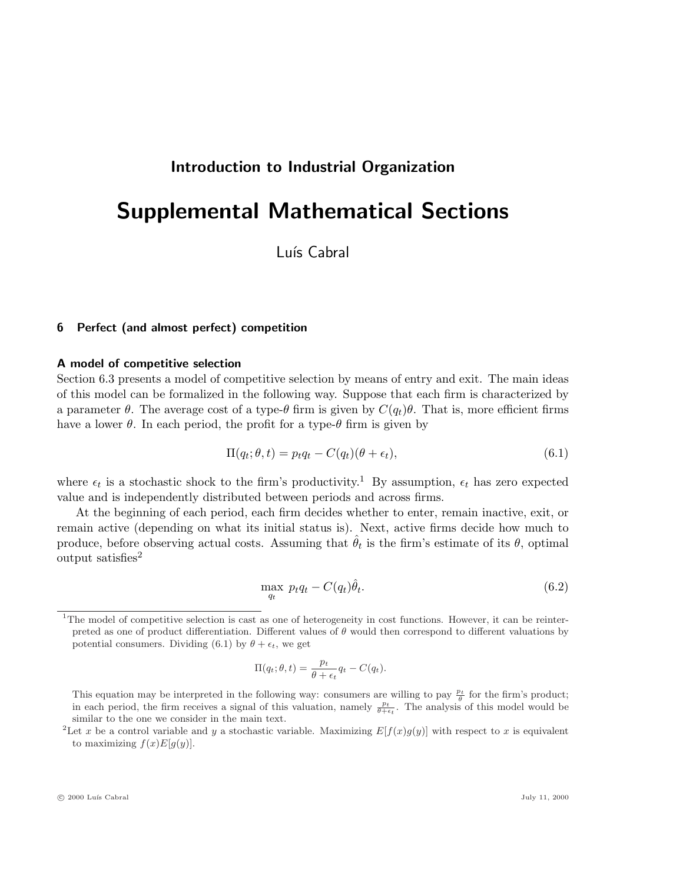## Introduction to Industrial Organization

# Supplemental Mathematical Sections

Luís Cabral

### 6 Perfect (and almost perfect) competition

#### A model of competitive selection

Section 6.3 presents a model of competitive selection by means of entry and exit. The main ideas of this model can be formalized in the following way. Suppose that each firm is characterized by a parameter $\theta$. The average cost of a type-$\theta$ firm is given by $C(q_t)\theta$. That is, more efficient firms have a lower $\theta$. In each period, the profit for a type-$\theta$ firm is given by

$$\Pi(q_t; \theta, t) = p_t q_t - C(q_t)(\theta + \epsilon_t), \tag{6.1}$$

where $\epsilon_t$ is a stochastic shock to the firm's productivity.[1] By assumption, $\epsilon_t$ has zero expected value and is independently distributed between periods and across firms.

At the beginning of each period, each firm decides whether to enter, remain inactive, exit, or remain active (depending on what its initial status is). Next, active firms decide how much to produce, before observing actual costs. Assuming that $\hat{\theta}_t$ is the firm's estimate of its $\theta$, optimal output satisfies[2]

$$\max_{q_t} \; p_t q_t - C(q_t)\hat{\theta}_t. \tag{6.2}$$

---

[1] The model of competitive selection is cast as one of heterogeneity in cost functions. However, it can be reinterpreted as one of product differentiation. Different values of $\theta$ would then correspond to different valuations by potential consumers. Dividing (6.1) by $\theta + \epsilon_t$, we get

$$\Pi(q_t; \theta, t) = \frac{p_t}{\theta + \epsilon_t} q_t - C(q_t).$$

This equation may be interpreted in the following way: consumers are willing to pay $\frac{p_t}{\theta}$ for the firm's product; in each period, the firm receives a signal of this valuation, namely $\frac{p_t}{\theta + \epsilon_t}$. The analysis of this model would be similar to the one we consider in the main text.

[2] Let $x$ be a control variable and $y$ a stochastic variable. Maximizing $E[f(x)g(y)]$ with respect to $x$ is equivalent to maximizing $f(x)E[g(y)]$.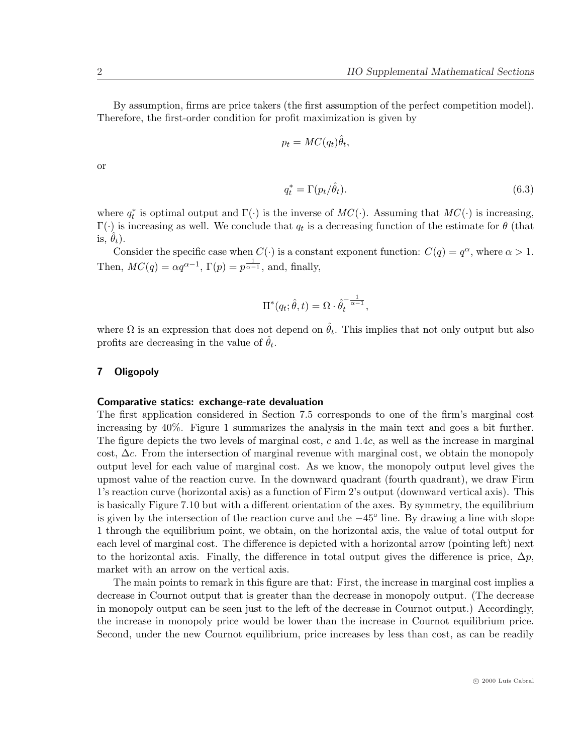By assumption, firms are price takers (the first assumption of the perfect competition model). Therefore, the first-order condition for profit maximization is given by

$$p_t = MC(q_t)\hat{\theta}_t,$$

or

$$q_t^* = \Gamma(p_t/\hat{\theta}_t). \tag{6.3}$$

where $q_t^*$ is optimal output and $\Gamma(\cdot)$ is the inverse of $MC(\cdot)$. Assuming that $MC(\cdot)$ is increasing, $\Gamma(\cdot)$ is increasing as well. We conclude that $q_t$ is a decreasing function of the estimate for $\theta$ (that is, $\hat{\theta}_t$).

Consider the specific case when $C(\cdot)$ is a constant exponent function: $C(q) = q^\alpha$, where $\alpha > 1$. Then, $MC(q) = \alpha q^{\alpha-1}$, $\Gamma(p) = p^{\frac{1}{\alpha-1}}$, and, finally,

$$\Pi^*(q_t; \hat{\theta}, t) = \Omega \cdot \hat{\theta}_t^{-\frac{1}{\alpha-1}},$$

where $\Omega$ is an expression that does not depend on $\hat{\theta}_t$. This implies that not only output but also profits are decreasing in the value of $\hat{\theta}_t$.

## 7 Oligopoly

### Comparative statics: exchange-rate devaluation

The first application considered in Section 7.5 corresponds to one of the firm's marginal cost increasing by 40%. Figure 1 summarizes the analysis in the main text and goes a bit further. The figure depicts the two levels of marginal cost, $c$ and $1.4c$, as well as the increase in marginal cost, $\Delta c$. From the intersection of marginal revenue with marginal cost, we obtain the monopoly output level for each value of marginal cost. As we know, the monopoly output level gives the upmost value of the reaction curve. In the downward quadrant (fourth quadrant), we draw Firm 1's reaction curve (horizontal axis) as a function of Firm 2's output (downward vertical axis). This is basically Figure 7.10 but with a different orientation of the axes. By symmetry, the equilibrium is given by the intersection of the reaction curve and the $-45^\circ$ line. By drawing a line with slope 1 through the equilibrium point, we obtain, on the horizontal axis, the value of total output for each level of marginal cost. The difference is depicted with a horizontal arrow (pointing left) next to the horizontal axis. Finally, the difference in total output gives the difference is price, $\Delta p$, market with an arrow on the vertical axis.

The main points to remark in this figure are that: First, the increase in marginal cost implies a decrease in Cournot output that is greater than the decrease in monopoly output. (The decrease in monopoly output can be seen just to the left of the decrease in Cournot output.) Accordingly, the increase in monopoly price would be lower than the increase in Cournot equilibrium price. Second, under the new Cournot equilibrium, price increases by less than cost, as can be readily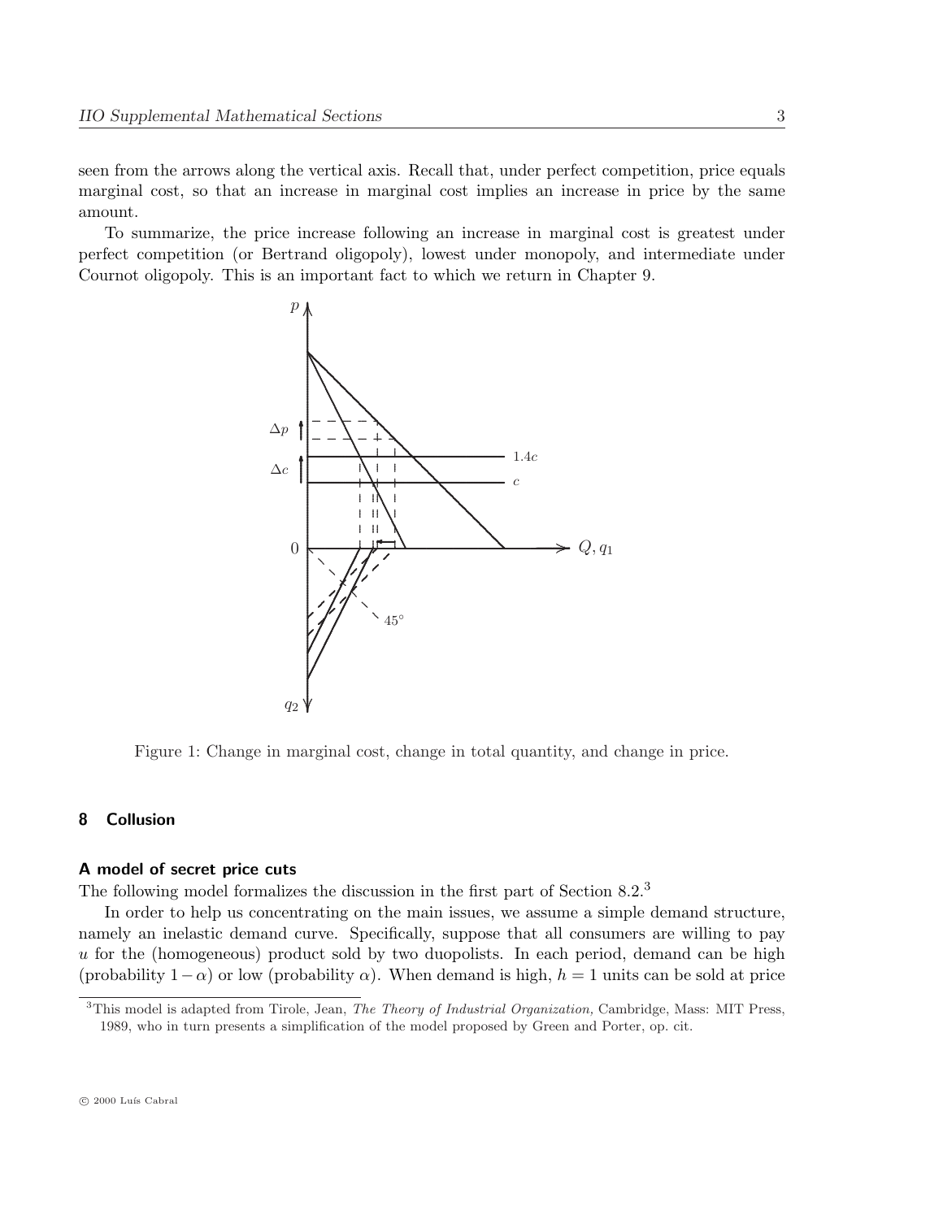seen from the arrows along the vertical axis. Recall that, under perfect competition, price equals marginal cost, so that an increase in marginal cost implies an increase in price by the same amount.

To summarize, the price increase following an increase in marginal cost is greatest under perfect competition (or Bertrand oligopoly), lowest under monopoly, and intermediate under Cournot oligopoly. This is an important fact to which we return in Chapter 9.

Figure 1: Change in marginal cost, change in total quantity, and change in price.

## 8 Collusion

### A model of secret price cuts

The following model formalizes the discussion in the first part of Section 8.2.[3]

In order to help us concentrating on the main issues, we assume a simple demand structure, namely an inelastic demand curve. Specifically, suppose that all consumers are willing to pay $u$ for the (homogeneous) product sold by two duopolists. In each period, demand can be high (probability $1 - \alpha$) or low (probability $\alpha$). When demand is high, $h = 1$ units can be sold at price

[3] This model is adapted from Tirole, Jean, *The Theory of Industrial Organization,* Cambridge, Mass: MIT Press, 1989, who in turn presents a simplification of the model proposed by Green and Porter, op. cit.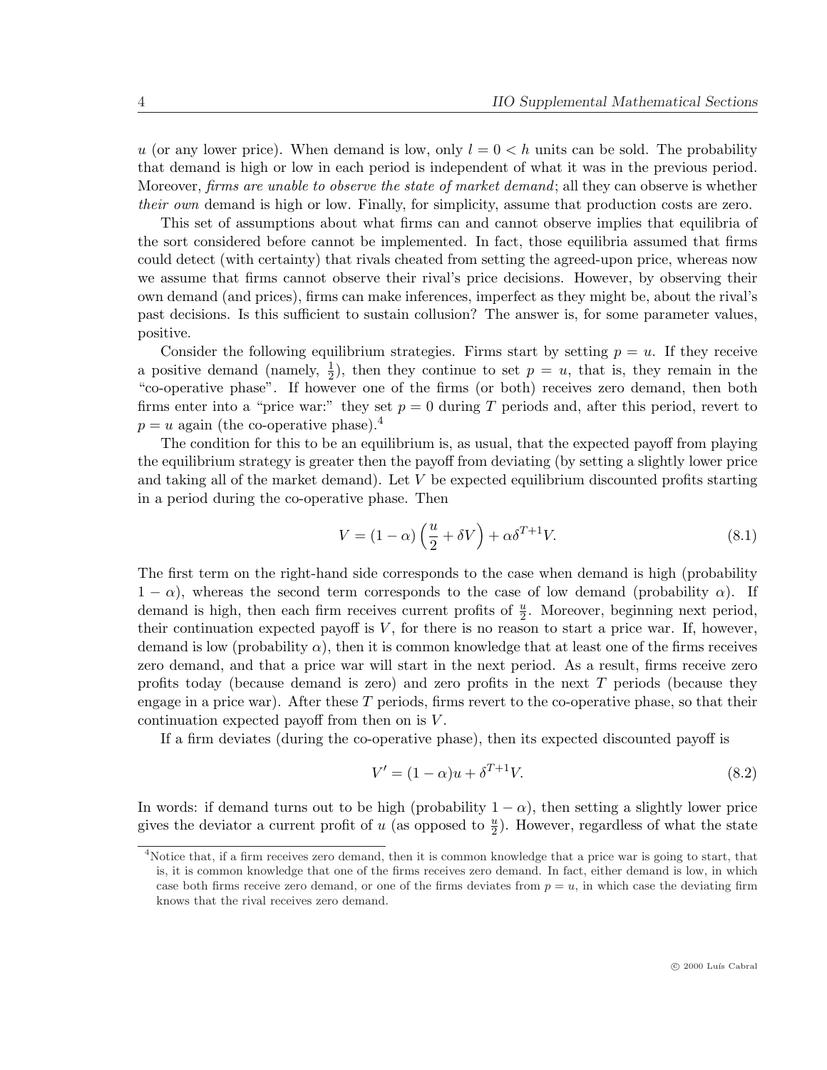$u$ (or any lower price). When demand is low, only $l = 0 < h$ units can be sold. The probability that demand is high or low in each period is independent of what it was in the previous period. Moreover, *firms are unable to observe the state of market demand*; all they can observe is whether *their own* demand is high or low. Finally, for simplicity, assume that production costs are zero.

This set of assumptions about what firms can and cannot observe implies that equilibria of the sort considered before cannot be implemented. In fact, those equilibria assumed that firms could detect (with certainty) that rivals cheated from setting the agreed-upon price, whereas now we assume that firms cannot observe their rival's price decisions. However, by observing their own demand (and prices), firms can make inferences, imperfect as they might be, about the rival's past decisions. Is this sufficient to sustain collusion? The answer is, for some parameter values, positive.

Consider the following equilibrium strategies. Firms start by setting $p = u$. If they receive a positive demand (namely, $\frac{1}{2}$), then they continue to set $p = u$, that is, they remain in the "co-operative phase". If however one of the firms (or both) receives zero demand, then both firms enter into a "price war:" they set $p = 0$ during $T$ periods and, after this period, revert to $p = u$ again (the co-operative phase).[4]

The condition for this to be an equilibrium is, as usual, that the expected payoff from playing the equilibrium strategy is greater then the payoff from deviating (by setting a slightly lower price and taking all of the market demand). Let $V$ be expected equilibrium discounted profits starting in a period during the co-operative phase. Then

$$V = (1 - \alpha)\left(\frac{u}{2} + \delta V\right) + \alpha \delta^{T+1} V. \tag{8.1}$$

The first term on the right-hand side corresponds to the case when demand is high (probability $1 - \alpha$), whereas the second term corresponds to the case of low demand (probability $\alpha$). If demand is high, then each firm receives current profits of $\frac{u}{2}$. Moreover, beginning next period, their continuation expected payoff is $V$, for there is no reason to start a price war. If, however, demand is low (probability $\alpha$), then it is common knowledge that at least one of the firms receives zero demand, and that a price war will start in the next period. As a result, firms receive zero profits today (because demand is zero) and zero profits in the next $T$ periods (because they engage in a price war). After these $T$ periods, firms revert to the co-operative phase, so that their continuation expected payoff from then on is $V$.

If a firm deviates (during the co-operative phase), then its expected discounted payoff is

$$V' = (1 - \alpha)u + \delta^{T+1} V. \tag{8.2}$$

In words: if demand turns out to be high (probability $1 - \alpha$), then setting a slightly lower price gives the deviator a current profit of $u$ (as opposed to $\frac{u}{2}$). However, regardless of what the state

[4] Notice that, if a firm receives zero demand, then it is common knowledge that a price war is going to start, that is, it is common knowledge that one of the firms receives zero demand. In fact, either demand is low, in which case both firms receive zero demand, or one of the firms deviates from $p = u$, in which case the deviating firm knows that the rival receives zero demand.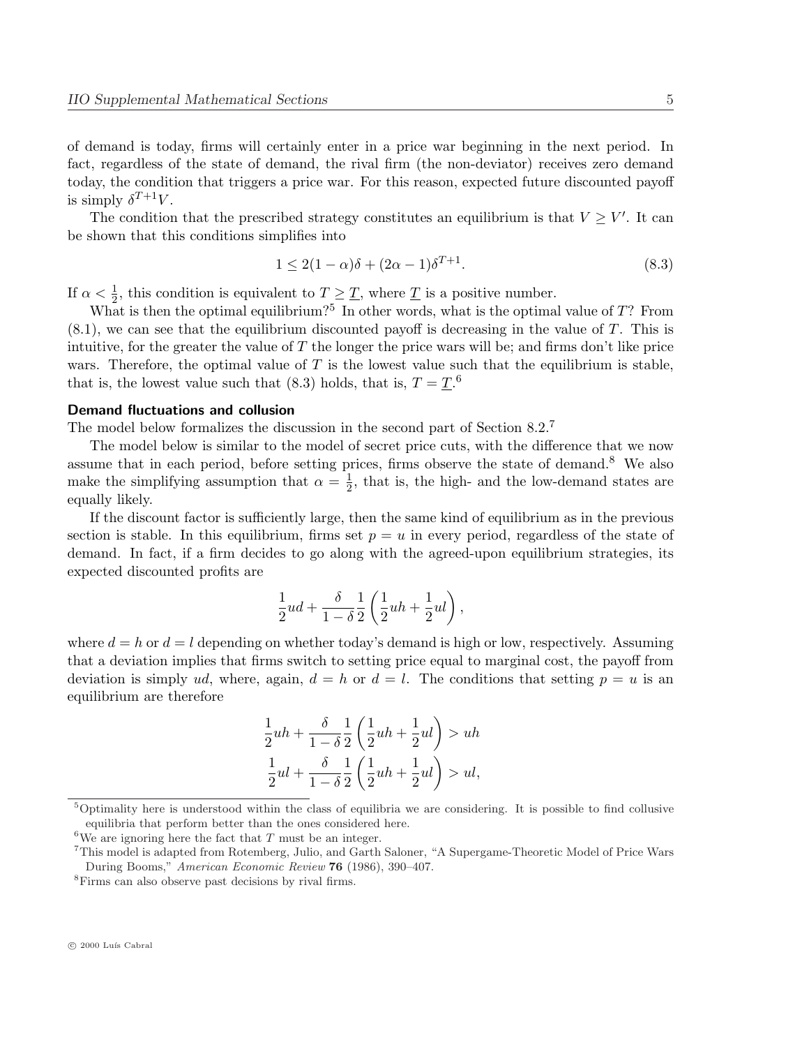of demand is today, firms will certainly enter in a price war beginning in the next period. In fact, regardless of the state of demand, the rival firm (the non-deviator) receives zero demand today, the condition that triggers a price war. For this reason, expected future discounted payoff is simply $\delta^{T+1}V$.

The condition that the prescribed strategy constitutes an equilibrium is that $V \geq V'$. It can be shown that this conditions simplifies into

$$1 \leq 2(1-\alpha)\delta + (2\alpha - 1)\delta^{T+1}. \tag{8.3}$$

If $\alpha < \frac{1}{2}$, this condition is equivalent to $T \geq \underline{T}$, where $\underline{T}$ is a positive number.

What is then the optimal equilibrium?[5] In other words, what is the optimal value of $T$? From (8.1), we can see that the equilibrium discounted payoff is decreasing in the value of $T$. This is intuitive, for the greater the value of $T$ the longer the price wars will be; and firms don't like price wars. Therefore, the optimal value of $T$ is the lowest value such that the equilibrium is stable, that is, the lowest value such that (8.3) holds, that is, $T = \underline{T}$.[6]

**Demand fluctuations and collusion**

The model below formalizes the discussion in the second part of Section 8.2.[7]

The model below is similar to the model of secret price cuts, with the difference that we now assume that in each period, before setting prices, firms observe the state of demand.[8] We also make the simplifying assumption that $\alpha = \frac{1}{2}$, that is, the high- and the low-demand states are equally likely.

If the discount factor is sufficiently large, then the same kind of equilibrium as in the previous section is stable. In this equilibrium, firms set $p = u$ in every period, regardless of the state of demand. In fact, if a firm decides to go along with the agreed-upon equilibrium strategies, its expected discounted profits are

$$\frac{1}{2}ud + \frac{\delta}{1-\delta}\frac{1}{2}\left(\frac{1}{2}uh + \frac{1}{2}ul\right),$$

where $d = h$ or $d = l$ depending on whether today's demand is high or low, respectively. Assuming that a deviation implies that firms switch to setting price equal to marginal cost, the payoff from deviation is simply $ud$, where, again, $d = h$ or $d = l$. The conditions that setting $p = u$ is an equilibrium are therefore

$$\frac{1}{2}uh + \frac{\delta}{1-\delta}\frac{1}{2}\left(\frac{1}{2}uh + \frac{1}{2}ul\right) > uh$$
$$\frac{1}{2}ul + \frac{\delta}{1-\delta}\frac{1}{2}\left(\frac{1}{2}uh + \frac{1}{2}ul\right) > ul,$$

[5] Optimality here is understood within the class of equilibria we are considering. It is possible to find collusive equilibria that perform better than the ones considered here.

[6] We are ignoring here the fact that $T$ must be an integer.

[7] This model is adapted from Rotemberg, Julio, and Garth Saloner, "A Supergame-Theoretic Model of Price Wars During Booms," *American Economic Review* **76** (1986), 390–407.

[8] Firms can also observe past decisions by rival firms.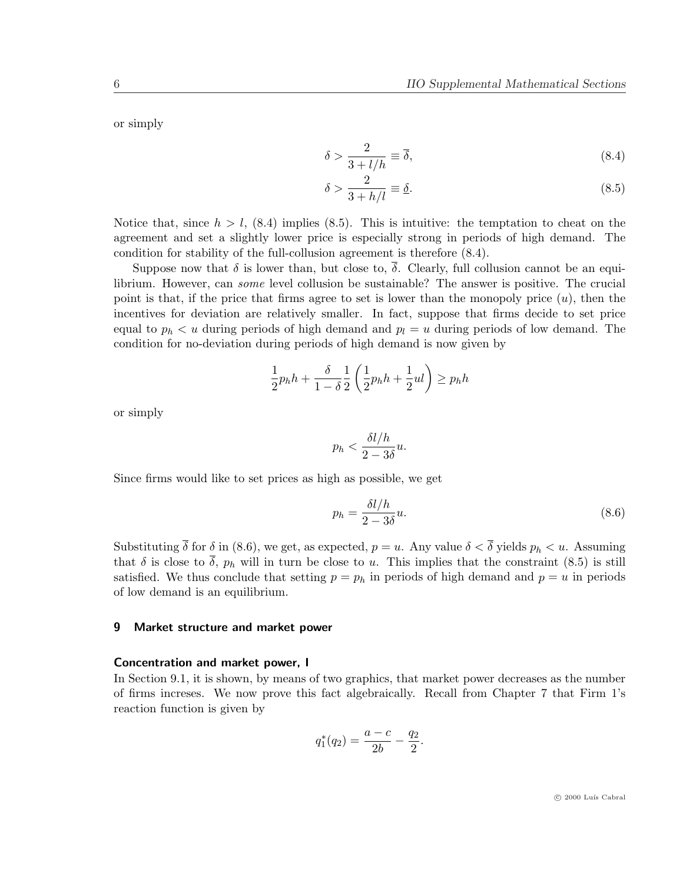or simply

$$\delta > \frac{2}{3 + l/h} \equiv \overline{\delta}, \tag{8.4}$$

$$\delta > \frac{2}{3 + h/l} \equiv \underline{\delta}. \tag{8.5}$$

Notice that, since $h > l$, (8.4) implies (8.5). This is intuitive: the temptation to cheat on the agreement and set a slightly lower price is especially strong in periods of high demand. The condition for stability of the full-collusion agreement is therefore (8.4).

Suppose now that $\delta$ is lower than, but close to, $\overline{\delta}$. Clearly, full collusion cannot be an equilibrium. However, can *some* level collusion be sustainable? The answer is positive. The crucial point is that, if the price that firms agree to set is lower than the monopoly price ($u$), then the incentives for deviation are relatively smaller. In fact, suppose that firms decide to set price equal to $p_h < u$ during periods of high demand and $p_l = u$ during periods of low demand. The condition for no-deviation during periods of high demand is now given by

$$\frac{1}{2} p_h h + \frac{\delta}{1 - \delta} \frac{1}{2} \left( \frac{1}{2} p_h h + \frac{1}{2} u l \right) \geq p_h h$$

or simply

$$p_h < \frac{\delta l/h}{2 - 3\delta} u.$$

Since firms would like to set prices as high as possible, we get

$$p_h = \frac{\delta l/h}{2 - 3\delta} u. \tag{8.6}$$

Substituting $\overline{\delta}$ for $\delta$ in (8.6), we get, as expected, $p = u$. Any value $\delta < \overline{\delta}$ yields $p_h < u$. Assuming that $\delta$ is close to $\overline{\delta}$, $p_h$ will in turn be close to $u$. This implies that the constraint (8.5) is still satisfied. We thus conclude that setting $p = p_h$ in periods of high demand and $p = u$ in periods of low demand is an equilibrium.

## 9 Market structure and market power

### Concentration and market power, I

In Section 9.1, it is shown, by means of two graphics, that market power decreases as the number of firms increses. We now prove this fact algebraically. Recall from Chapter 7 that Firm 1's reaction function is given by

$$q_1^*(q_2) = \frac{a - c}{2b} - \frac{q_2}{2}.$$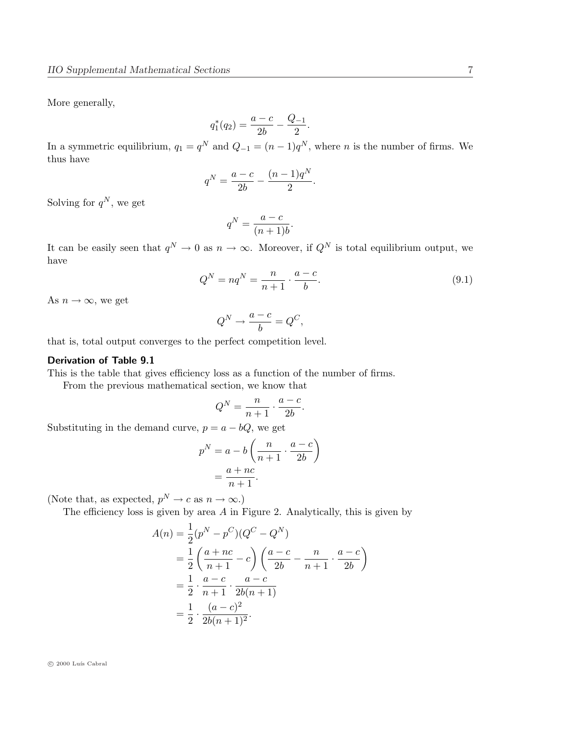More generally,

$$q_1^*(q_2) = \frac{a-c}{2b} - \frac{Q_{-1}}{2}.$$

In a symmetric equilibrium, $q_1 = q^N$ and $Q_{-1} = (n-1)q^N$, where $n$ is the number of firms. We thus have

$$q^N = \frac{a-c}{2b} - \frac{(n-1)q^N}{2}.$$

Solving for $q^N$, we get

$$q^N = \frac{a-c}{(n+1)b}.$$

It can be easily seen that $q^N \to 0$ as $n \to \infty$. Moreover, if $Q^N$ is total equilibrium output, we have

$$Q^N = nq^N = \frac{n}{n+1} \cdot \frac{a-c}{b}. \tag{9.1}$$

As $n \to \infty$, we get

$$Q^N \to \frac{a-c}{b} = Q^C,$$

that is, total output converges to the perfect competition level.

**Derivation of Table 9.1**

This is the table that gives efficiency loss as a function of the number of firms.

From the previous mathematical section, we know that

$$Q^N = \frac{n}{n+1} \cdot \frac{a-c}{2b}.$$

Substituting in the demand curve, $p = a - bQ$, we get

$$\begin{aligned} p^N &= a - b\left(\frac{n}{n+1} \cdot \frac{a-c}{2b}\right) \\ &= \frac{a+nc}{n+1}. \end{aligned}$$

(Note that, as expected, $p^N \to c$ as $n \to \infty$.)

The efficiency loss is given by area $A$ in Figure 2. Analytically, this is given by

$$\begin{aligned} A(n) &= \frac{1}{2}(p^N - p^C)(Q^C - Q^N) \\ &= \frac{1}{2}\left(\frac{a+nc}{n+1} - c\right)\left(\frac{a-c}{2b} - \frac{n}{n+1} \cdot \frac{a-c}{2b}\right) \\ &= \frac{1}{2} \cdot \frac{a-c}{n+1} \cdot \frac{a-c}{2b(n+1)} \\ &= \frac{1}{2} \cdot \frac{(a-c)^2}{2b(n+1)^2}. \end{aligned}$$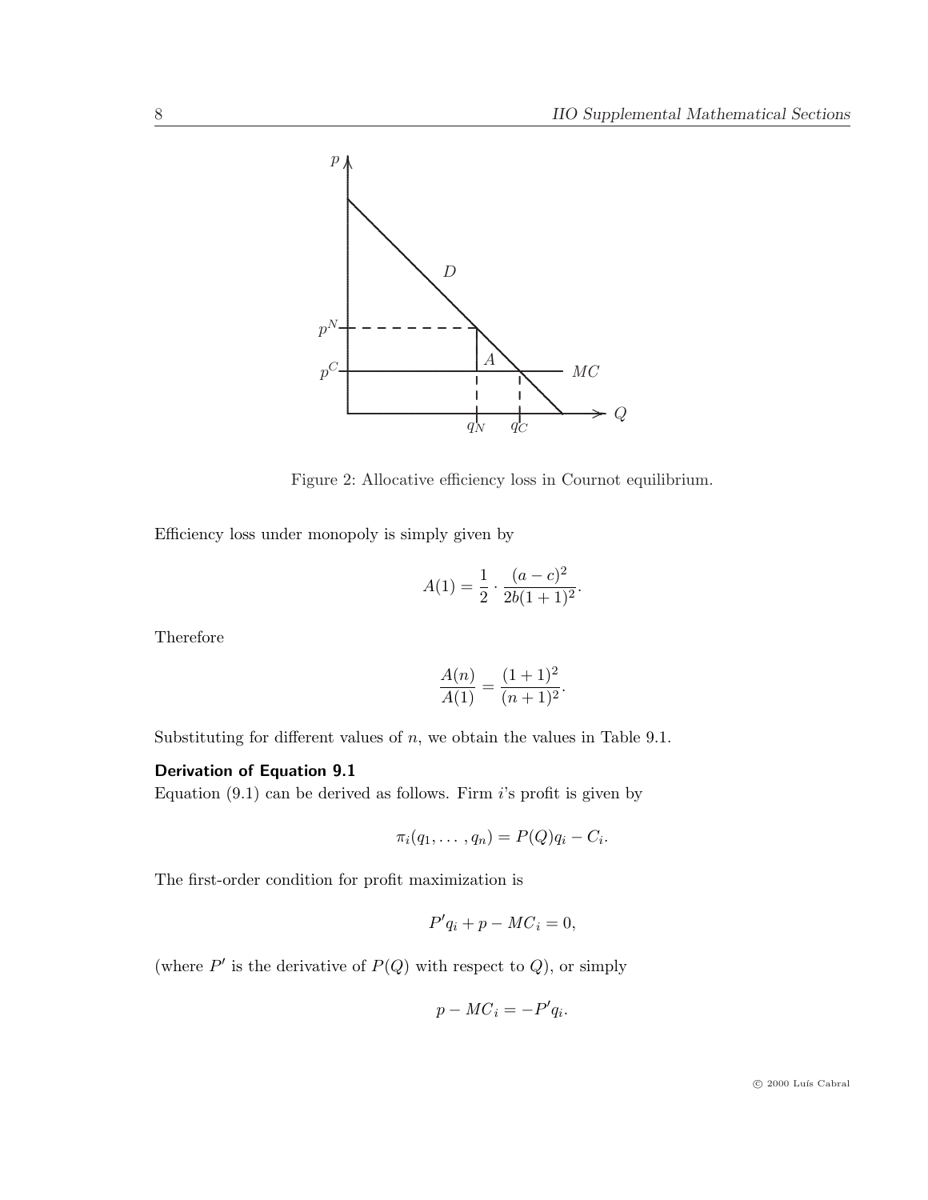Figure 2: Allocative efficiency loss in Cournot equilibrium.

Efficiency loss under monopoly is simply given by

$$A(1) = \frac{1}{2} \cdot \frac{(a-c)^2}{2b(1+1)^2}.$$

Therefore

$$\frac{A(n)}{A(1)} = \frac{(1+1)^2}{(n+1)^2}.$$

Substituting for different values of $n$, we obtain the values in Table 9.1.

### Derivation of Equation 9.1

Equation (9.1) can be derived as follows. Firm $i$'s profit is given by

$$\pi_i(q_1, \ldots, q_n) = P(Q)q_i - C_i.$$

The first-order condition for profit maximization is

$$P' q_i + p - MC_i = 0,$$

(where $P'$ is the derivative of $P(Q)$ with respect to $Q$), or simply

$$p - MC_i = -P' q_i.$$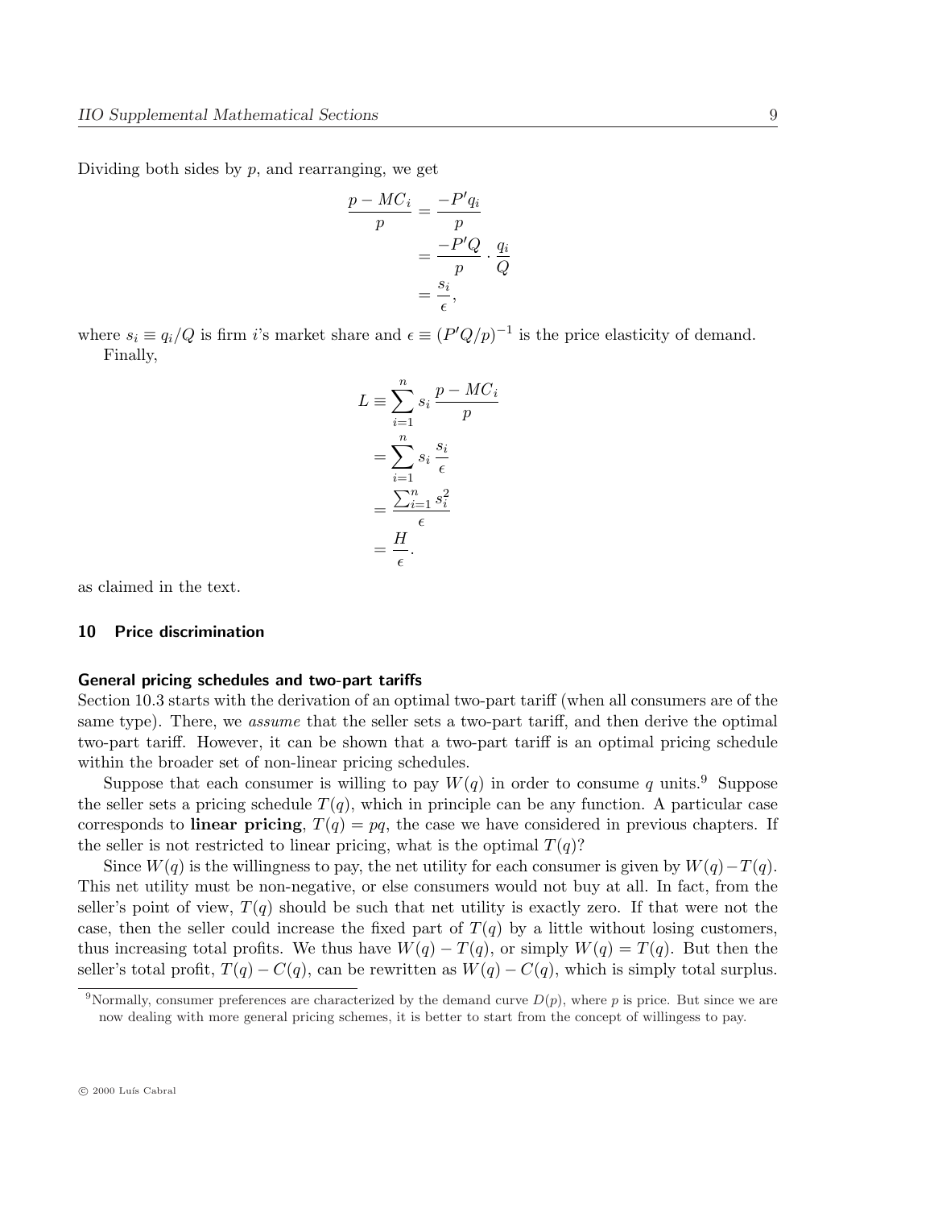Dividing both sides by $p$, and rearranging, we get

$$
\begin{aligned}
\frac{p - MC_i}{p} &= \frac{-P' q_i}{p} \\
&= \frac{-P' Q}{p} \cdot \frac{q_i}{Q} \\
&= \frac{s_i}{\epsilon},
\end{aligned}
$$

where $s_i \equiv q_i/Q$ is firm $i$'s market share and $\epsilon \equiv (P'Q/p)^{-1}$ is the price elasticity of demand.

Finally,

$$
\begin{aligned}
L &\equiv \sum_{i=1}^{n} s_i \, \frac{p - MC_i}{p} \\
&= \sum_{i=1}^{n} s_i \, \frac{s_i}{\epsilon} \\
&= \frac{\sum_{i=1}^{n} s_i^2}{\epsilon} \\
&= \frac{H}{\epsilon}.
\end{aligned}
$$

as claimed in the text.

## 10 Price discrimination

### General pricing schedules and two-part tariffs

Section 10.3 starts with the derivation of an optimal two-part tariff (when all consumers are of the same type). There, we *assume* that the seller sets a two-part tariff, and then derive the optimal two-part tariff. However, it can be shown that a two-part tariff is an optimal pricing schedule within the broader set of non-linear pricing schedules.

Suppose that each consumer is willing to pay $W(q)$ in order to consume $q$ units.[9] Suppose the seller sets a pricing schedule $T(q)$, which in principle can be any function. A particular case corresponds to **linear pricing**, $T(q) = pq$, the case we have considered in previous chapters. If the seller is not restricted to linear pricing, what is the optimal $T(q)$?

Since $W(q)$ is the willingness to pay, the net utility for each consumer is given by $W(q) - T(q)$. This net utility must be non-negative, or else consumers would not buy at all. In fact, from the seller's point of view, $T(q)$ should be such that net utility is exactly zero. If that were not the case, then the seller could increase the fixed part of $T(q)$ by a little without losing customers, thus increasing total profits. We thus have $W(q) - T(q)$, or simply $W(q) = T(q)$. But then the seller's total profit, $T(q) - C(q)$, can be rewritten as $W(q) - C(q)$, which is simply total surplus.

[9] Normally, consumer preferences are characterized by the demand curve $D(p)$, where $p$ is price. But since we are now dealing with more general pricing schemes, it is better to start from the concept of willingess to pay.

© 2000 Luís Cabral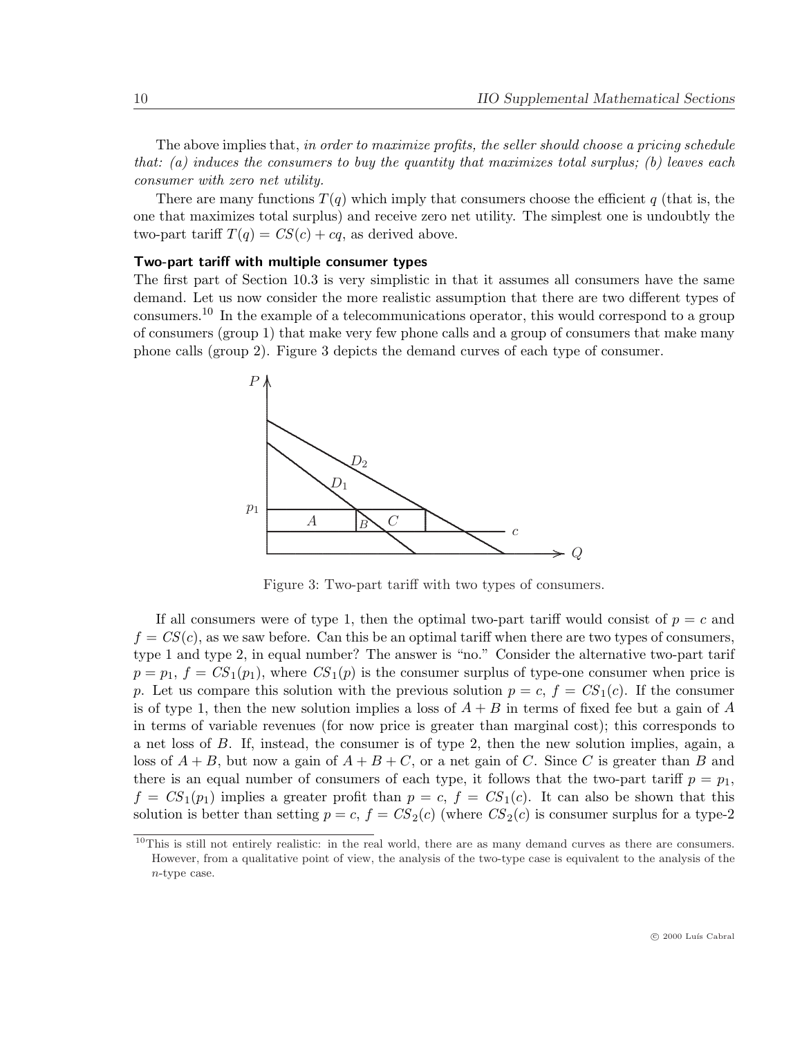The above implies that, *in order to maximize profits, the seller should choose a pricing schedule that: (a) induces the consumers to buy the quantity that maximizes total surplus; (b) leaves each consumer with zero net utility.*

There are many functions $T(q)$ which imply that consumers choose the efficient $q$ (that is, the one that maximizes total surplus) and receive zero net utility. The simplest one is undoubtly the two-part tariff $T(q) = CS(c) + cq$, as derived above.

### Two-part tariff with multiple consumer types

The first part of Section 10.3 is very simplistic in that it assumes all consumers have the same demand. Let us now consider the more realistic assumption that there are two different types of consumers.[10] In the example of a telecommunications operator, this would correspond to a group of consumers (group 1) that make very few phone calls and a group of consumers that make many phone calls (group 2). Figure 3 depicts the demand curves of each type of consumer.

Figure 3: Two-part tariff with two types of consumers.

If all consumers were of type 1, then the optimal two-part tariff would consist of $p = c$ and $f = CS(c)$, as we saw before. Can this be an optimal tariff when there are two types of consumers, type 1 and type 2, in equal number? The answer is "no." Consider the alternative two-part tarif $p = p_1$, $f = CS_1(p_1)$, where $CS_1(p)$ is the consumer surplus of type-one consumer when price is $p$. Let us compare this solution with the previous solution $p = c$, $f = CS_1(c)$. If the consumer is of type 1, then the new solution implies a loss of $A + B$ in terms of fixed fee but a gain of $A$ in terms of variable revenues (for now price is greater than marginal cost); this corresponds to a net loss of $B$. If, instead, the consumer is of type 2, then the new solution implies, again, a loss of $A + B$, but now a gain of $A + B + C$, or a net gain of $C$. Since $C$ is greater than $B$ and there is an equal number of consumers of each type, it follows that the two-part tariff $p = p_1$, $f = CS_1(p_1)$ implies a greater profit than $p = c$, $f = CS_1(c)$. It can also be shown that this solution is better than setting $p = c$, $f = CS_2(c)$ (where $CS_2(c)$ is consumer surplus for a type-2

[10] This is still not entirely realistic: in the real world, there are as many demand curves as there are consumers. However, from a qualitative point of view, the analysis of the two-type case is equivalent to the analysis of the $n$-type case.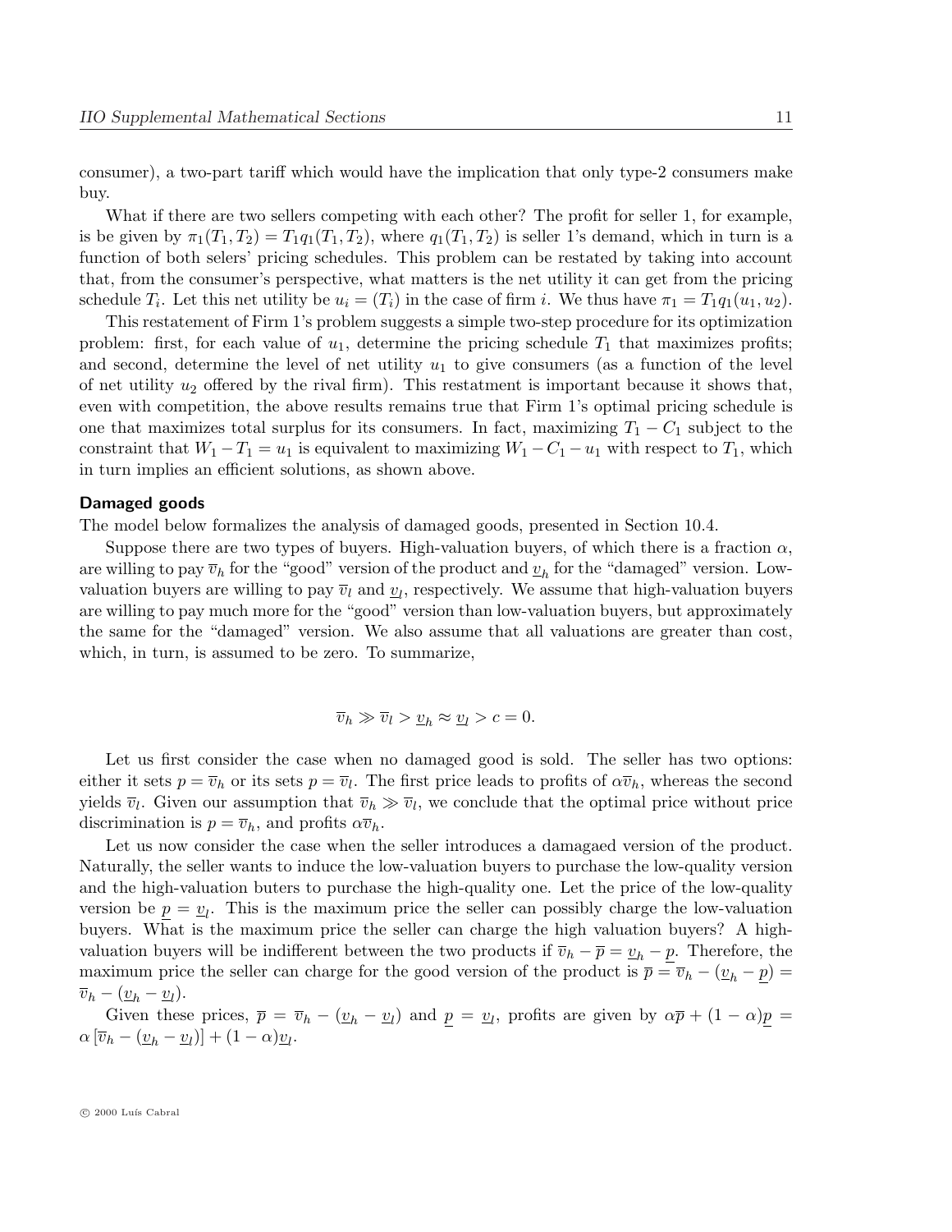consumer), a two-part tariff which would have the implication that only type-2 consumers make buy.

What if there are two sellers competing with each other? The profit for seller 1, for example, is be given by $\pi_1(T_1, T_2) = T_1 q_1(T_1, T_2)$, where $q_1(T_1, T_2)$ is seller 1's demand, which in turn is a function of both selers' pricing schedules. This problem can be restated by taking into account that, from the consumer's perspective, what matters is the net utility it can get from the pricing schedule $T_i$. Let this net utility be $u_i = (T_i)$ in the case of firm $i$. We thus have $\pi_1 = T_1 q_1(u_1, u_2)$.

This restatement of Firm 1's problem suggests a simple two-step procedure for its optimization problem: first, for each value of $u_1$, determine the pricing schedule $T_1$ that maximizes profits; and second, determine the level of net utility $u_1$ to give consumers (as a function of the level of net utility $u_2$ offered by the rival firm). This restatment is important because it shows that, even with competition, the above results remains true that Firm 1's optimal pricing schedule is one that maximizes total surplus for its consumers. In fact, maximizing $T_1 - C_1$ subject to the constraint that $W_1 - T_1 = u_1$ is equivalent to maximizing $W_1 - C_1 - u_1$ with respect to $T_1$, which in turn implies an efficient solutions, as shown above.

### Damaged goods

The model below formalizes the analysis of damaged goods, presented in Section 10.4.

Suppose there are two types of buyers. High-valuation buyers, of which there is a fraction $\alpha$, are willing to pay $\overline{v}_h$ for the "good" version of the product and $\underline{v}_h$ for the "damaged" version. Low-valuation buyers are willing to pay $\overline{v}_l$ and $\underline{v}_l$, respectively. We assume that high-valuation buyers are willing to pay much more for the "good" version than low-valuation buyers, but approximately the same for the "damaged" version. We also assume that all valuations are greater than cost, which, in turn, is assumed to be zero. To summarize,

$$\overline{v}_h \gg \overline{v}_l > \underline{v}_h \approx \underline{v}_l > c = 0.$$

Let us first consider the case when no damaged good is sold. The seller has two options: either it sets $p = \overline{v}_h$ or its sets $p = \overline{v}_l$. The first price leads to profits of $\alpha \overline{v}_h$, whereas the second yields $\overline{v}_l$. Given our assumption that $\overline{v}_h \gg \overline{v}_l$, we conclude that the optimal price without price discrimination is $p = \overline{v}_h$, and profits $\alpha \overline{v}_h$.

Let us now consider the case when the seller introduces a damagaed version of the product. Naturally, the seller wants to induce the low-valuation buyers to purchase the low-quality version and the high-valuation buters to purchase the high-quality one. Let the price of the low-quality version be $\underline{p} = \underline{v}_l$. This is the maximum price the seller can possibly charge the low-valuation buyers. What is the maximum price the seller can charge the high valuation buyers? A high-valuation buyers will be indifferent between the two products if $\overline{v}_h - \overline{p} = \underline{v}_h - \underline{p}$. Therefore, the maximum price the seller can charge for the good version of the product is $\overline{p} = \overline{v}_h - (\underline{v}_h - \underline{p}) = \overline{v}_h - (\underline{v}_h - \underline{v}_l)$.

Given these prices, $\overline{p} = \overline{v}_h - (\underline{v}_h - \underline{v}_l)$ and $\underline{p} = \underline{v}_l$, profits are given by $\alpha \overline{p} + (1 - \alpha)\underline{p} = \alpha \left[\overline{v}_h - (\underline{v}_h - \underline{v}_l)\right] + (1 - \alpha)\underline{v}_l$.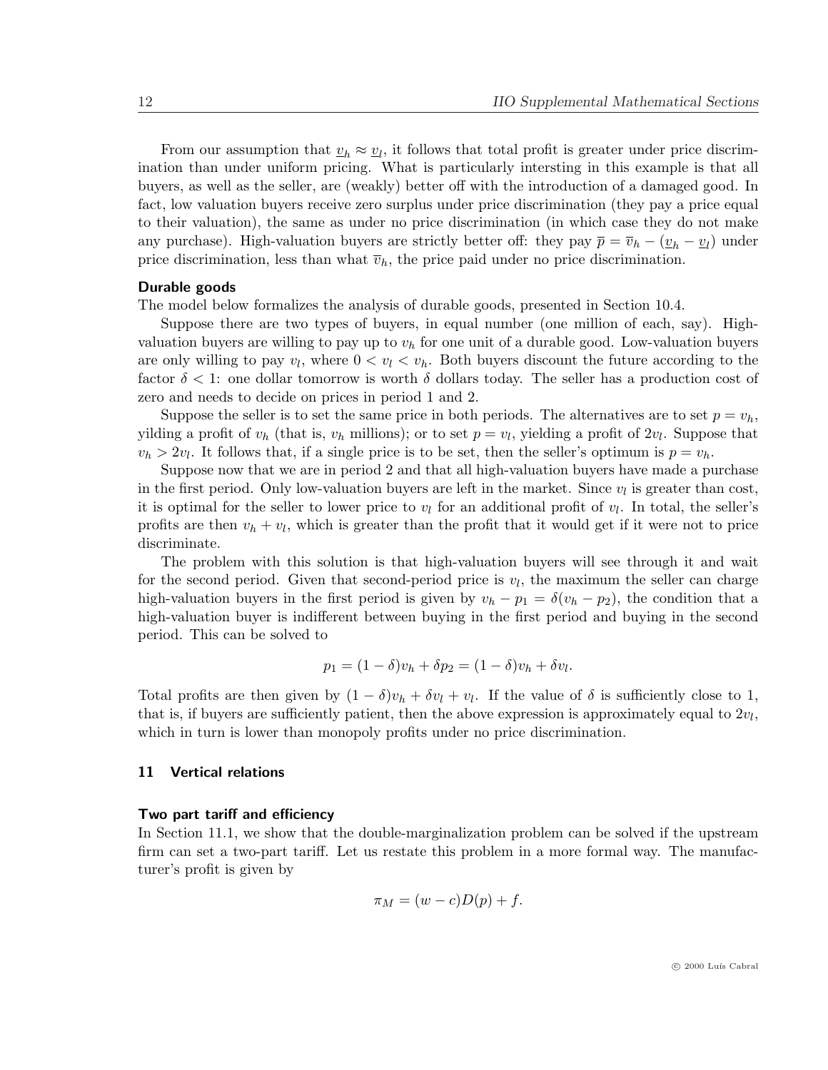From our assumption that $\underline{v}_h \approx \underline{v}_l$, it follows that total profit is greater under price discrimination than under uniform pricing. What is particularly intersting in this example is that all buyers, as well as the seller, are (weakly) better off with the introduction of a damaged good. In fact, low valuation buyers receive zero surplus under price discrimination (they pay a price equal to their valuation), the same as under no price discrimination (in which case they do not make any purchase). High-valuation buyers are strictly better off: they pay $\overline{p} = \overline{v}_h - (\underline{v}_h - \underline{v}_l)$ under price discrimination, less than what $\overline{v}_h$, the price paid under no price discrimination.

### Durable goods

The model below formalizes the analysis of durable goods, presented in Section 10.4.

Suppose there are two types of buyers, in equal number (one million of each, say). High-valuation buyers are willing to pay up to $v_h$ for one unit of a durable good. Low-valuation buyers are only willing to pay $v_l$, where $0 < v_l < v_h$. Both buyers discount the future according to the factor $\delta < 1$: one dollar tomorrow is worth $\delta$ dollars today. The seller has a production cost of zero and needs to decide on prices in period 1 and 2.

Suppose the seller is to set the same price in both periods. The alternatives are to set $p = v_h$, yilding a profit of $v_h$ (that is, $v_h$ millions); or to set $p = v_l$, yielding a profit of $2v_l$. Suppose that $v_h > 2v_l$. It follows that, if a single price is to be set, then the seller's optimum is $p = v_h$.

Suppose now that we are in period 2 and that all high-valuation buyers have made a purchase in the first period. Only low-valuation buyers are left in the market. Since $v_l$ is greater than cost, it is optimal for the seller to lower price to $v_l$ for an additional profit of $v_l$. In total, the seller's profits are then $v_h + v_l$, which is greater than the profit that it would get if it were not to price discriminate.

The problem with this solution is that high-valuation buyers will see through it and wait for the second period. Given that second-period price is $v_l$, the maximum the seller can charge high-valuation buyers in the first period is given by $v_h - p_1 = \delta(v_h - p_2)$, the condition that a high-valuation buyer is indifferent between buying in the first period and buying in the second period. This can be solved to

$$p_1 = (1 - \delta)v_h + \delta p_2 = (1 - \delta)v_h + \delta v_l.$$

Total profits are then given by $(1 - \delta)v_h + \delta v_l + v_l$. If the value of $\delta$ is sufficiently close to 1, that is, if buyers are sufficiently patient, then the above expression is approximately equal to $2v_l$, which in turn is lower than monopoly profits under no price discrimination.

## 11 Vertical relations

### Two part tariff and efficiency

In Section 11.1, we show that the double-marginalization problem can be solved if the upstream firm can set a two-part tariff. Let us restate this problem in a more formal way. The manufacturer's profit is given by

$$\pi_M = (w - c)D(p) + f.$$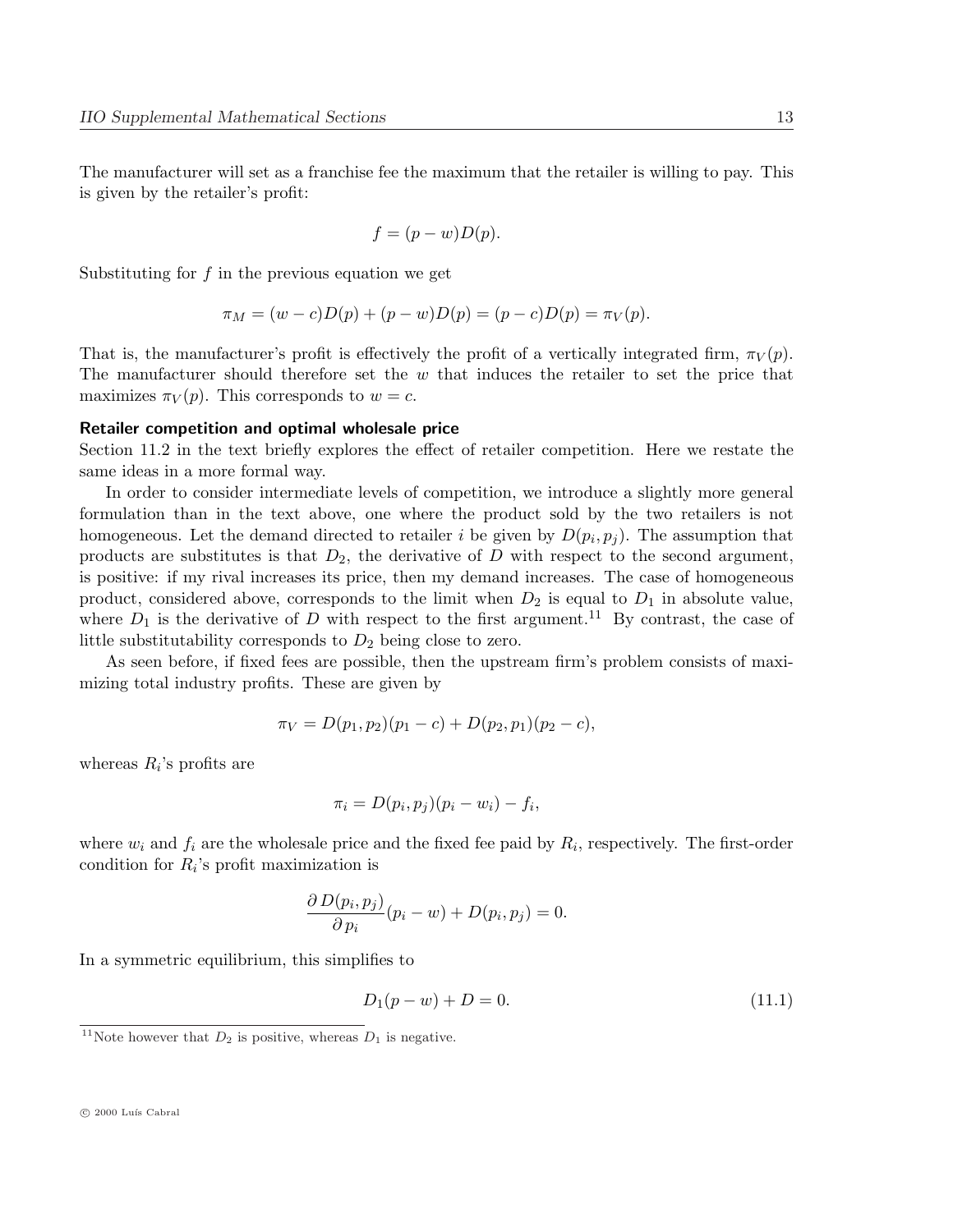The manufacturer will set as a franchise fee the maximum that the retailer is willing to pay. This is given by the retailer's profit:

$$f = (p - w)D(p).$$

Substituting for $f$ in the previous equation we get

$$\pi_M = (w - c)D(p) + (p - w)D(p) = (p - c)D(p) = \pi_V(p).$$

That is, the manufacturer's profit is effectively the profit of a vertically integrated firm, $\pi_V(p)$. The manufacturer should therefore set the $w$ that induces the retailer to set the price that maximizes $\pi_V(p)$. This corresponds to $w = c$.

**Retailer competition and optimal wholesale price**

Section 11.2 in the text briefly explores the effect of retailer competition. Here we restate the same ideas in a more formal way.

In order to consider intermediate levels of competition, we introduce a slightly more general formulation than in the text above, one where the product sold by the two retailers is not homogeneous. Let the demand directed to retailer $i$ be given by $D(p_i, p_j)$. The assumption that products are substitutes is that $D_2$, the derivative of $D$ with respect to the second argument, is positive: if my rival increases its price, then my demand increases. The case of homogeneous product, considered above, corresponds to the limit when $D_2$ is equal to $D_1$ in absolute value, where $D_1$ is the derivative of $D$ with respect to the first argument.[11] By contrast, the case of little substitutability corresponds to $D_2$ being close to zero.

As seen before, if fixed fees are possible, then the upstream firm's problem consists of maximizing total industry profits. These are given by

$$\pi_V = D(p_1, p_2)(p_1 - c) + D(p_2, p_1)(p_2 - c),$$

whereas $R_i$'s profits are

$$\pi_i = D(p_i, p_j)(p_i - w_i) - f_i,$$

where $w_i$ and $f_i$ are the wholesale price and the fixed fee paid by $R_i$, respectively. The first-order condition for $R_i$'s profit maximization is

$$\frac{\partial\, D(p_i, p_j)}{\partial\, p_i}(p_i - w) + D(p_i, p_j) = 0.$$

In a symmetric equilibrium, this simplifies to

$$D_1(p - w) + D = 0. \tag{11.1}$$

[11] Note however that $D_2$ is positive, whereas $D_1$ is negative.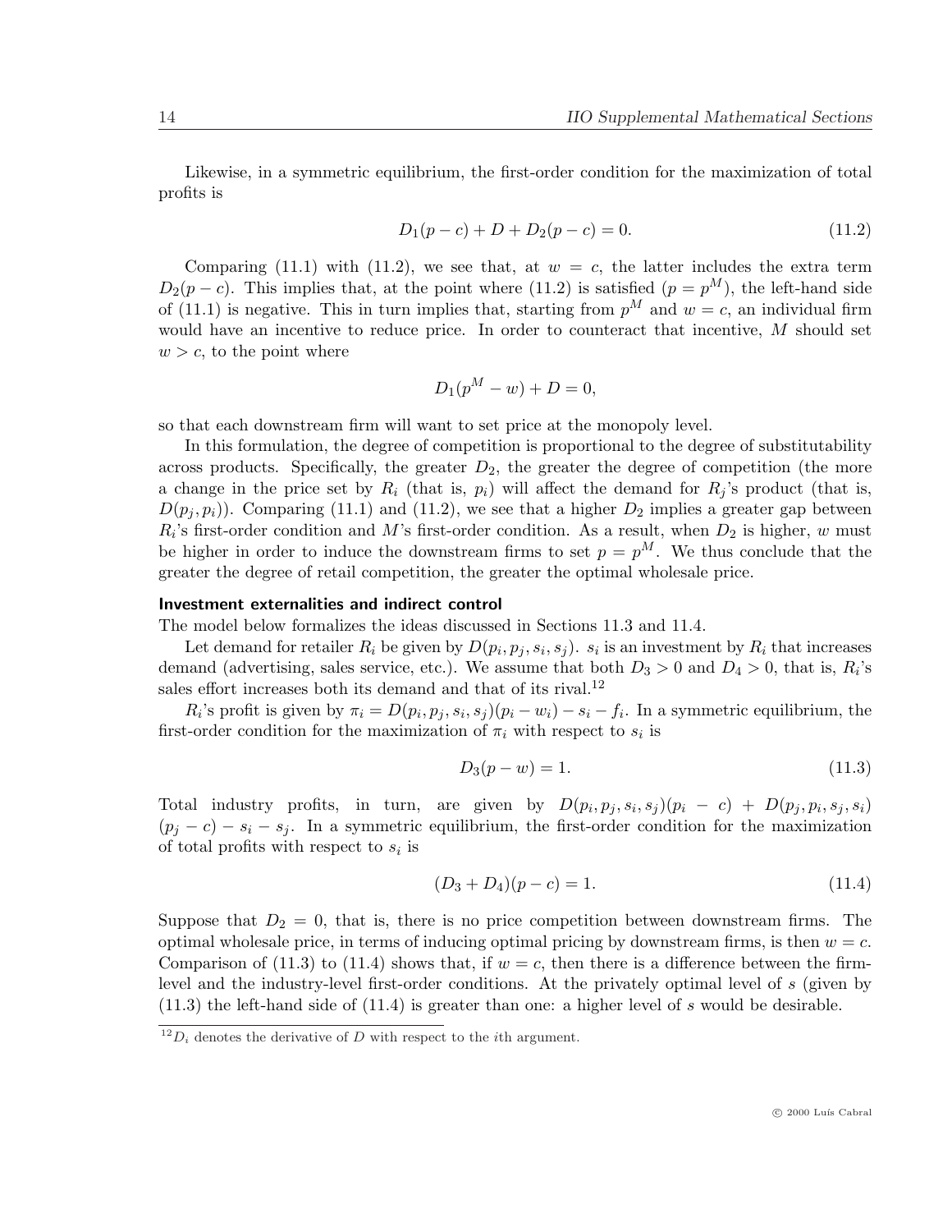Likewise, in a symmetric equilibrium, the first-order condition for the maximization of total profits is

$$D_1(p-c) + D + D_2(p-c) = 0. \tag{11.2}$$

Comparing (11.1) with (11.2), we see that, at $w = c$, the latter includes the extra term $D_2(p-c)$. This implies that, at the point where (11.2) is satisfied ($p = p^M$), the left-hand side of (11.1) is negative. This in turn implies that, starting from $p^M$ and $w = c$, an individual firm would have an incentive to reduce price. In order to counteract that incentive, $M$ should set $w > c$, to the point where

$$D_1(p^M - w) + D = 0,$$

so that each downstream firm will want to set price at the monopoly level.

In this formulation, the degree of competition is proportional to the degree of substitutability across products. Specifically, the greater $D_2$, the greater the degree of competition (the more a change in the price set by $R_i$ (that is, $p_i$) will affect the demand for $R_j$'s product (that is, $D(p_j, p_i)$). Comparing (11.1) and (11.2), we see that a higher $D_2$ implies a greater gap between $R_i$'s first-order condition and $M$'s first-order condition. As a result, when $D_2$ is higher, $w$ must be higher in order to induce the downstream firms to set $p = p^M$. We thus conclude that the greater the degree of retail competition, the greater the optimal wholesale price.

### Investment externalities and indirect control

The model below formalizes the ideas discussed in Sections 11.3 and 11.4.

Let demand for retailer $R_i$ be given by $D(p_i, p_j, s_i, s_j)$. $s_i$ is an investment by $R_i$ that increases demand (advertising, sales service, etc.). We assume that both $D_3 > 0$ and $D_4 > 0$, that is, $R_i$'s sales effort increases both its demand and that of its rival.[12]

$R_i$'s profit is given by $\pi_i = D(p_i, p_j, s_i, s_j)(p_i - w_i) - s_i - f_i$. In a symmetric equilibrium, the first-order condition for the maximization of $\pi_i$ with respect to $s_i$ is

$$D_3(p-w) = 1. \tag{11.3}$$

Total industry profits, in turn, are given by $D(p_i, p_j, s_i, s_j)(p_i - c) + D(p_j, p_i, s_j, s_i)(p_j - c) - s_i - s_j$. In a symmetric equilibrium, the first-order condition for the maximization of total profits with respect to $s_i$ is

$$(D_3 + D_4)(p-c) = 1. \tag{11.4}$$

Suppose that $D_2 = 0$, that is, there is no price competition between downstream firms. The optimal wholesale price, in terms of inducing optimal pricing by downstream firms, is then $w = c$. Comparison of (11.3) to (11.4) shows that, if $w = c$, then there is a difference between the firm-level and the industry-level first-order conditions. At the privately optimal level of $s$ (given by (11.3) the left-hand side of (11.4) is greater than one: a higher level of $s$ would be desirable.

[12] $D_i$ denotes the derivative of $D$ with respect to the $i$th argument.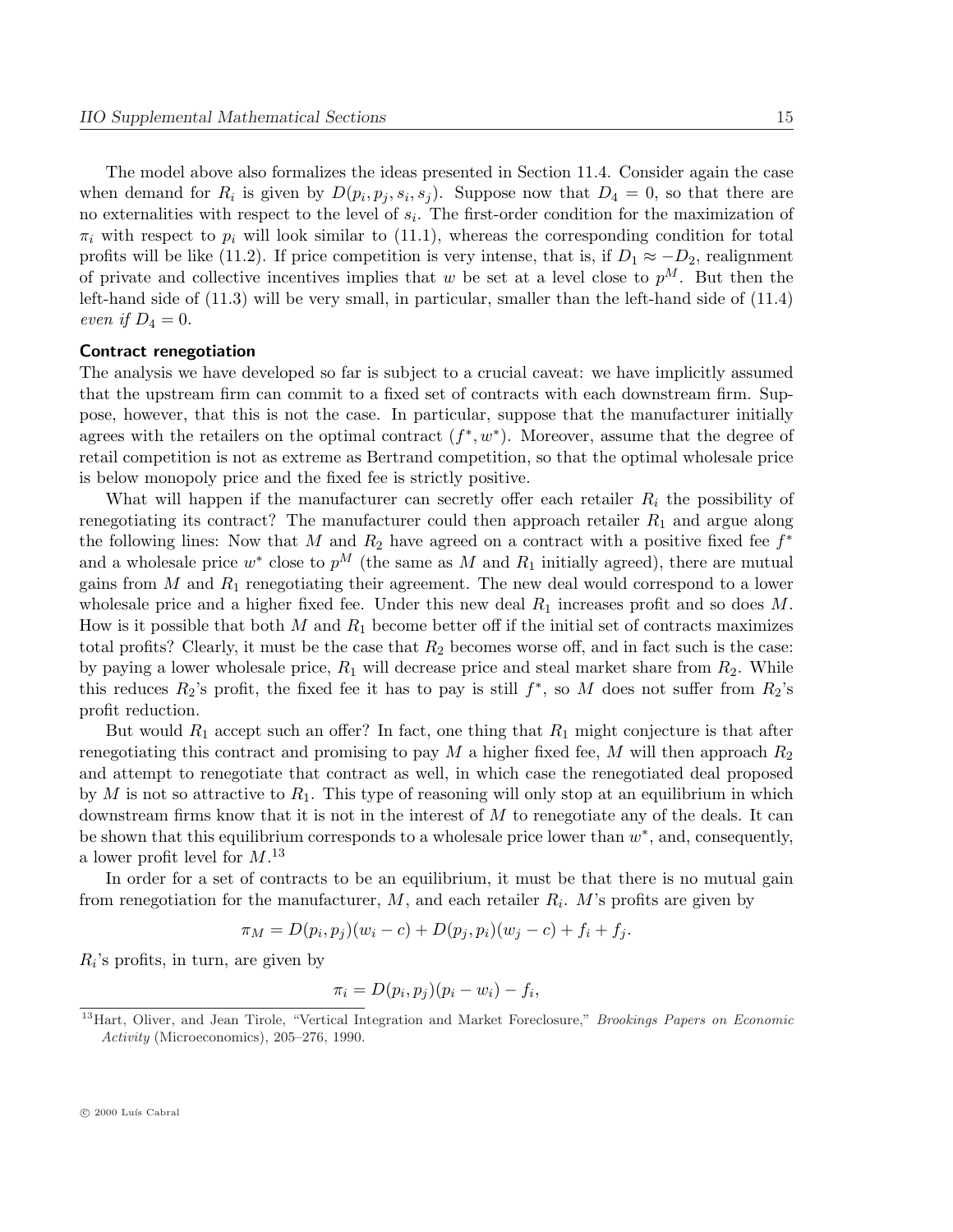The model above also formalizes the ideas presented in Section 11.4. Consider again the case when demand for $R_i$ is given by $D(p_i, p_j, s_i, s_j)$. Suppose now that $D_4 = 0$, so that there are no externalities with respect to the level of $s_i$. The first-order condition for the maximization of $\pi_i$ with respect to $p_i$ will look similar to (11.1), whereas the corresponding condition for total profits will be like (11.2). If price competition is very intense, that is, if $D_1 \approx -D_2$, realignment of private and collective incentives implies that $w$ be set at a level close to $p^M$. But then the left-hand side of (11.3) will be very small, in particular, smaller than the left-hand side of (11.4) *even if* $D_4 = 0$.

**Contract renegotiation**

The analysis we have developed so far is subject to a crucial caveat: we have implicitly assumed that the upstream firm can commit to a fixed set of contracts with each downstream firm. Suppose, however, that this is not the case. In particular, suppose that the manufacturer initially agrees with the retailers on the optimal contract $(f^*, w^*)$. Moreover, assume that the degree of retail competition is not as extreme as Bertrand competition, so that the optimal wholesale price is below monopoly price and the fixed fee is strictly positive.

What will happen if the manufacturer can secretly offer each retailer $R_i$ the possibility of renegotiating its contract? The manufacturer could then approach retailer $R_1$ and argue along the following lines: Now that $M$ and $R_2$ have agreed on a contract with a positive fixed fee $f^*$ and a wholesale price $w^*$ close to $p^M$ (the same as $M$ and $R_1$ initially agreed), there are mutual gains from $M$ and $R_1$ renegotiating their agreement. The new deal would correspond to a lower wholesale price and a higher fixed fee. Under this new deal $R_1$ increases profit and so does $M$. How is it possible that both $M$ and $R_1$ become better off if the initial set of contracts maximizes total profits? Clearly, it must be the case that $R_2$ becomes worse off, and in fact such is the case: by paying a lower wholesale price, $R_1$ will decrease price and steal market share from $R_2$. While this reduces $R_2$'s profit, the fixed fee it has to pay is still $f^*$, so $M$ does not suffer from $R_2$'s profit reduction.

But would $R_1$ accept such an offer? In fact, one thing that $R_1$ might conjecture is that after renegotiating this contract and promising to pay $M$ a higher fixed fee, $M$ will then approach $R_2$ and attempt to renegotiate that contract as well, in which case the renegotiated deal proposed by $M$ is not so attractive to $R_1$. This type of reasoning will only stop at an equilibrium in which downstream firms know that it is not in the interest of $M$ to renegotiate any of the deals. It can be shown that this equilibrium corresponds to a wholesale price lower than $w^*$, and, consequently, a lower profit level for $M$.[13]

In order for a set of contracts to be an equilibrium, it must be that there is no mutual gain from renegotiation for the manufacturer, $M$, and each retailer $R_i$. $M$'s profits are given by

$$\pi_M = D(p_i, p_j)(w_i - c) + D(p_j, p_i)(w_j - c) + f_i + f_j.$$

$R_i$'s profits, in turn, are given by

$$\pi_i = D(p_i, p_j)(p_i - w_i) - f_i,$$

[13] Hart, Oliver, and Jean Tirole, "Vertical Integration and Market Foreclosure," *Brookings Papers on Economic Activity* (Microeconomics), 205–276, 1990.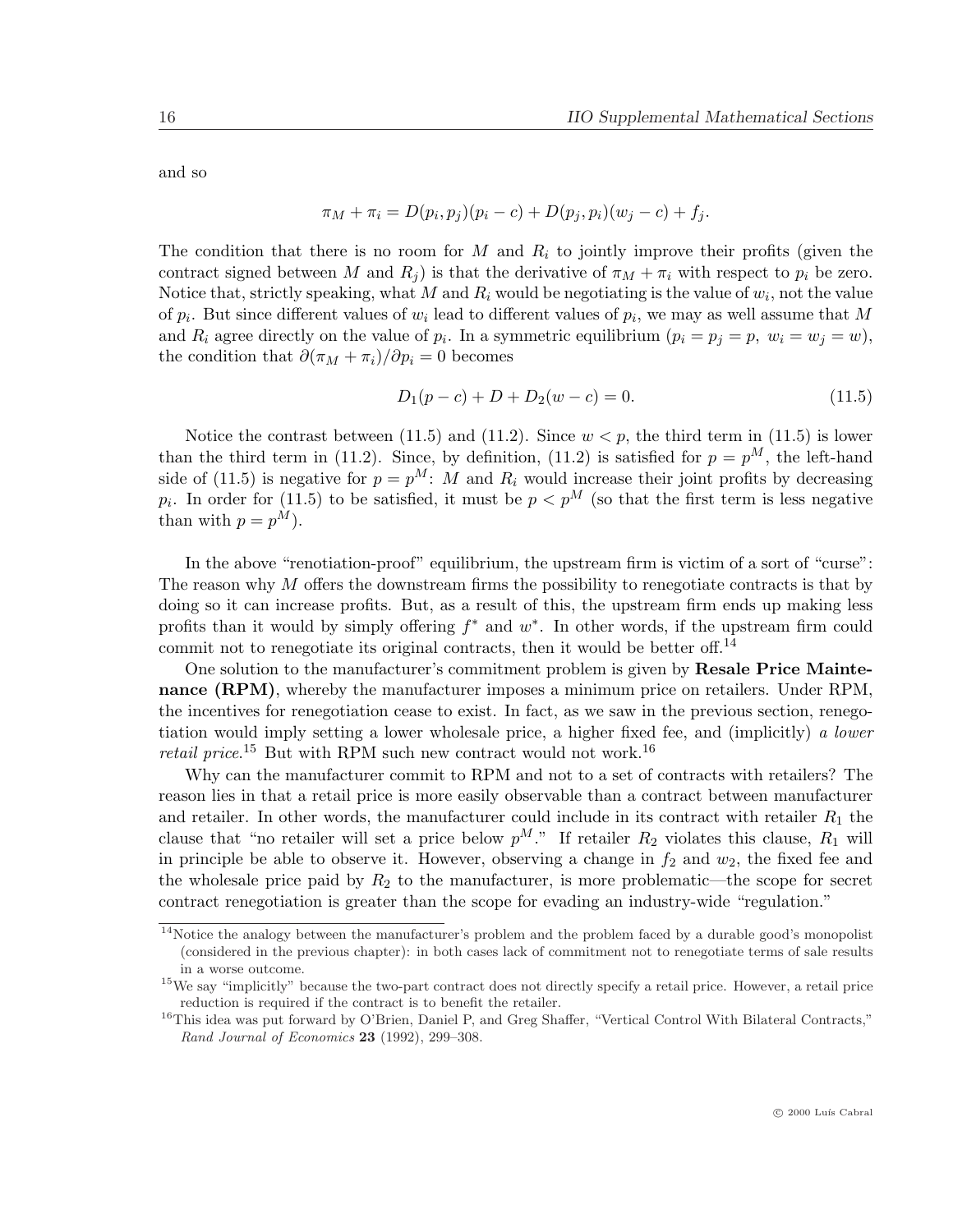and so

$$\pi_M + \pi_i = D(p_i, p_j)(p_i - c) + D(p_j, p_i)(w_j - c) + f_j.$$

The condition that there is no room for $M$ and $R_i$ to jointly improve their profits (given the contract signed between $M$ and $R_j$) is that the derivative of $\pi_M + \pi_i$ with respect to $p_i$ be zero. Notice that, strictly speaking, what $M$ and $R_i$ would be negotiating is the value of $w_i$, not the value of $p_i$. But since different values of $w_i$ lead to different values of $p_i$, we may as well assume that $M$ and $R_i$ agree directly on the value of $p_i$. In a symmetric equilibrium ($p_i = p_j = p,\ w_i = w_j = w$), the condition that $\partial(\pi_M + \pi_i)/\partial p_i = 0$ becomes

$$D_1(p - c) + D + D_2(w - c) = 0. \tag{11.5}$$

Notice the contrast between (11.5) and (11.2). Since $w < p$, the third term in (11.5) is lower than the third term in (11.2). Since, by definition, (11.2) is satisfied for $p = p^M$, the left-hand side of (11.5) is negative for $p = p^M$: $M$ and $R_i$ would increase their joint profits by decreasing $p_i$. In order for (11.5) to be satisfied, it must be $p < p^M$ (so that the first term is less negative than with $p = p^M$).

In the above "renotiation-proof" equilibrium, the upstream firm is victim of a sort of "curse": The reason why $M$ offers the downstream firms the possibility to renegotiate contracts is that by doing so it can increase profits. But, as a result of this, the upstream firm ends up making less profits than it would by simply offering $f^*$ and $w^*$. In other words, if the upstream firm could commit not to renegotiate its original contracts, then it would be better off.[14]

One solution to the manufacturer's commitment problem is given by **Resale Price Maintenance (RPM)**, whereby the manufacturer imposes a minimum price on retailers. Under RPM, the incentives for renegotiation cease to exist. In fact, as we saw in the previous section, renegotiation would imply setting a lower wholesale price, a higher fixed fee, and (implicitly) *a lower retail price*.[15] But with RPM such new contract would not work.[16]

Why can the manufacturer commit to RPM and not to a set of contracts with retailers? The reason lies in that a retail price is more easily observable than a contract between manufacturer and retailer. In other words, the manufacturer could include in its contract with retailer $R_1$ the clause that "no retailer will set a price below $p^M$." If retailer $R_2$ violates this clause, $R_1$ will in principle be able to observe it. However, observing a change in $f_2$ and $w_2$, the fixed fee and the wholesale price paid by $R_2$ to the manufacturer, is more problematic—the scope for secret contract renegotiation is greater than the scope for evading an industry-wide "regulation."

[14] Notice the analogy between the manufacturer's problem and the problem faced by a durable good's monopolist (considered in the previous chapter): in both cases lack of commitment not to renegotiate terms of sale results in a worse outcome.

[15] We say "implicitly" because the two-part contract does not directly specify a retail price. However, a retail price reduction is required if the contract is to benefit the retailer.

[16] This idea was put forward by O'Brien, Daniel P, and Greg Shaffer, "Vertical Control With Bilateral Contracts," *Rand Journal of Economics* **23** (1992), 299–308.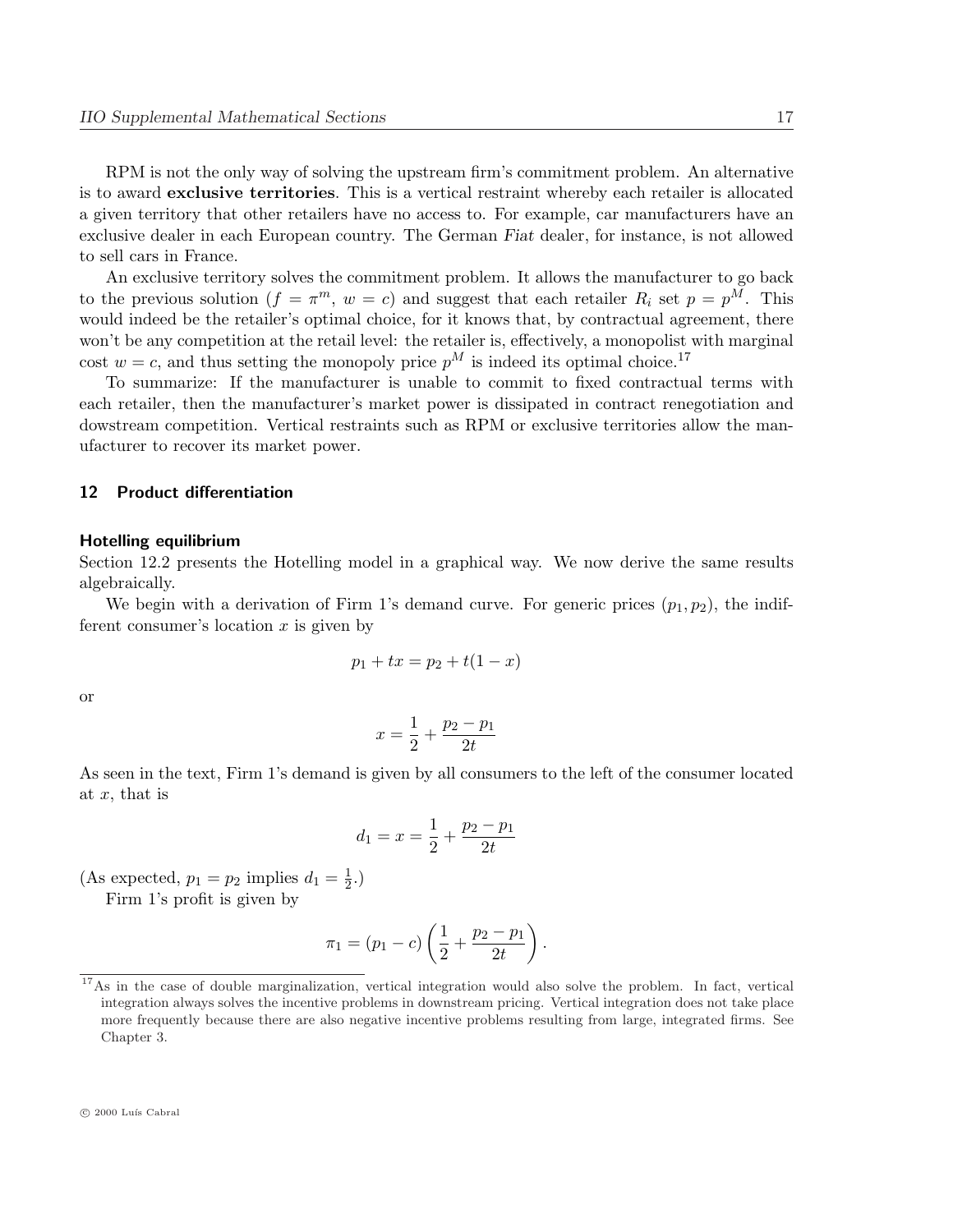RPM is not the only way of solving the upstream firm's commitment problem. An alternative is to award **exclusive territories**. This is a vertical restraint whereby each retailer is allocated a given territory that other retailers have no access to. For example, car manufacturers have an exclusive dealer in each European country. The German *Fiat* dealer, for instance, is not allowed to sell cars in France.

An exclusive territory solves the commitment problem. It allows the manufacturer to go back to the previous solution ($f = \pi^m$, $w = c$) and suggest that each retailer $R_i$ set $p = p^M$. This would indeed be the retailer's optimal choice, for it knows that, by contractual agreement, there won't be any competition at the retail level: the retailer is, effectively, a monopolist with marginal cost $w = c$, and thus setting the monopoly price $p^M$ is indeed its optimal choice.[17]

To summarize: If the manufacturer is unable to commit to fixed contractual terms with each retailer, then the manufacturer's market power is dissipated in contract renegotiation and dowstream competition. Vertical restraints such as RPM or exclusive territories allow the manufacturer to recover its market power.

## 12 Product differentiation

### Hotelling equilibrium

Section 12.2 presents the Hotelling model in a graphical way. We now derive the same results algebraically.

We begin with a derivation of Firm 1's demand curve. For generic prices $(p_1, p_2)$, the indifferent consumer's location $x$ is given by

$$p_1 + tx = p_2 + t(1 - x)$$

or

$$x = \frac{1}{2} + \frac{p_2 - p_1}{2t}$$

As seen in the text, Firm 1's demand is given by all consumers to the left of the consumer located at $x$, that is

$$d_1 = x = \frac{1}{2} + \frac{p_2 - p_1}{2t}$$

(As expected, $p_1 = p_2$ implies $d_1 = \frac{1}{2}$.)

Firm 1's profit is given by

$$\pi_1 = (p_1 - c)\left(\frac{1}{2} + \frac{p_2 - p_1}{2t}\right).$$

[17] As in the case of double marginalization, vertical integration would also solve the problem. In fact, vertical integration always solves the incentive problems in downstream pricing. Vertical integration does not take place more frequently because there are also negative incentive problems resulting from large, integrated firms. See Chapter 3.

© 2000 Luís Cabral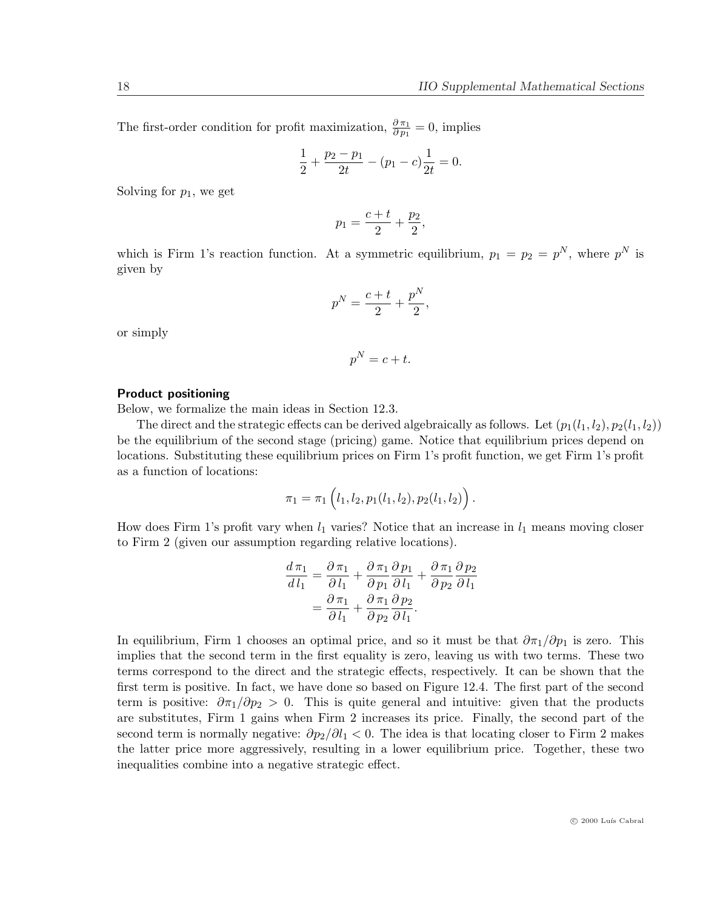The first-order condition for profit maximization, $\frac{\partial \pi_1}{\partial p_1} = 0$, implies

$$\frac{1}{2} + \frac{p_2 - p_1}{2t} - (p_1 - c)\frac{1}{2t} = 0.$$

Solving for $p_1$, we get

$$p_1 = \frac{c+t}{2} + \frac{p_2}{2},$$

which is Firm 1's reaction function. At a symmetric equilibrium, $p_1 = p_2 = p^N$, where $p^N$ is given by

$$p^N = \frac{c+t}{2} + \frac{p^N}{2},$$

or simply

$$p^N = c + t.$$

**Product positioning**

Below, we formalize the main ideas in Section 12.3.

The direct and the strategic effects can be derived algebraically as follows. Let $(p_1(l_1, l_2), p_2(l_1, l_2))$ be the equilibrium of the second stage (pricing) game. Notice that equilibrium prices depend on locations. Substituting these equilibrium prices on Firm 1's profit function, we get Firm 1's profit as a function of locations:

$$\pi_1 = \pi_1 \left( l_1, l_2, p_1(l_1, l_2), p_2(l_1, l_2) \right).$$

How does Firm 1's profit vary when $l_1$ varies? Notice that an increase in $l_1$ means moving closer to Firm 2 (given our assumption regarding relative locations).

$$\begin{aligned}
\frac{d\,\pi_1}{d\,l_1} &= \frac{\partial\,\pi_1}{\partial\,l_1} + \frac{\partial\,\pi_1}{\partial\,p_1}\frac{\partial\,p_1}{\partial\,l_1} + \frac{\partial\,\pi_1}{\partial\,p_2}\frac{\partial\,p_2}{\partial\,l_1} \\
&= \frac{\partial\,\pi_1}{\partial\,l_1} + \frac{\partial\,\pi_1}{\partial\,p_2}\frac{\partial\,p_2}{\partial\,l_1}.
\end{aligned}$$

In equilibrium, Firm 1 chooses an optimal price, and so it must be that $\partial\pi_1/\partial p_1$ is zero. This implies that the second term in the first equality is zero, leaving us with two terms. These two terms correspond to the direct and the strategic effects, respectively. It can be shown that the first term is positive. In fact, we have done so based on Figure 12.4. The first part of the second term is positive: $\partial\pi_1/\partial p_2 > 0$. This is quite general and intuitive: given that the products are substitutes, Firm 1 gains when Firm 2 increases its price. Finally, the second part of the second term is normally negative: $\partial p_2/\partial l_1 < 0$. The idea is that locating closer to Firm 2 makes the latter price more aggressively, resulting in a lower equilibrium price. Together, these two inequalities combine into a negative strategic effect.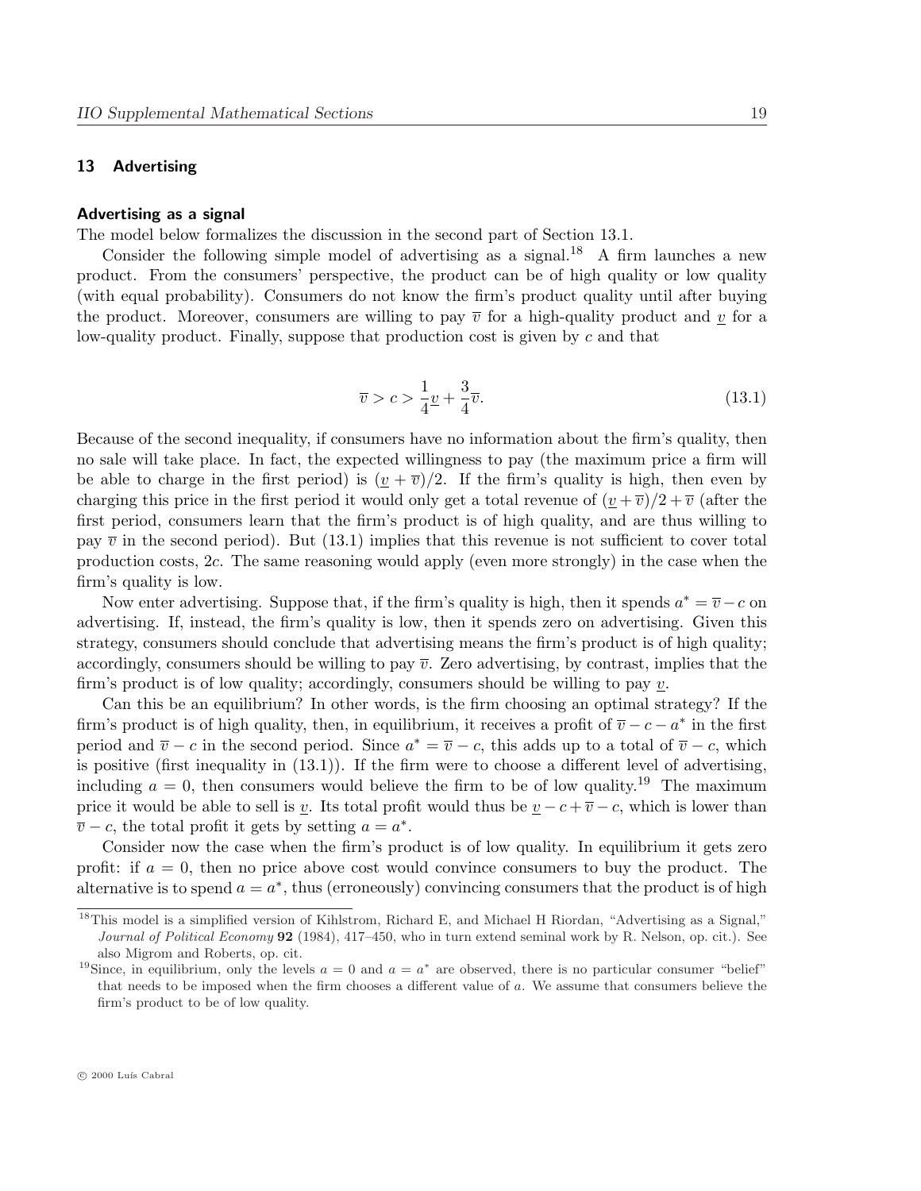## 13 Advertising

### Advertising as a signal

The model below formalizes the discussion in the second part of Section 13.1.

Consider the following simple model of advertising as a signal.[18] A firm launches a new product. From the consumers' perspective, the product can be of high quality or low quality (with equal probability). Consumers do not know the firm's product quality until after buying the product. Moreover, consumers are willing to pay $\overline{v}$ for a high-quality product and $\underline{v}$ for a low-quality product. Finally, suppose that production cost is given by $c$ and that

$$\overline{v} > c > \frac{1}{4}\underline{v} + \frac{3}{4}\overline{v}. \tag{13.1}$$

Because of the second inequality, if consumers have no information about the firm's quality, then no sale will take place. In fact, the expected willingness to pay (the maximum price a firm will be able to charge in the first period) is $(\underline{v} + \overline{v})/2$. If the firm's quality is high, then even by charging this price in the first period it would only get a total revenue of $(\underline{v} + \overline{v})/2 + \overline{v}$ (after the first period, consumers learn that the firm's product is of high quality, and are thus willing to pay $\overline{v}$ in the second period). But (13.1) implies that this revenue is not sufficient to cover total production costs, $2c$. The same reasoning would apply (even more strongly) in the case when the firm's quality is low.

Now enter advertising. Suppose that, if the firm's quality is high, then it spends $a^* = \overline{v} - c$ on advertising. If, instead, the firm's quality is low, then it spends zero on advertising. Given this strategy, consumers should conclude that advertising means the firm's product is of high quality; accordingly, consumers should be willing to pay $\overline{v}$. Zero advertising, by contrast, implies that the firm's product is of low quality; accordingly, consumers should be willing to pay $\underline{v}$.

Can this be an equilibrium? In other words, is the firm choosing an optimal strategy? If the firm's product is of high quality, then, in equilibrium, it receives a profit of $\overline{v} - c - a^*$ in the first period and $\overline{v} - c$ in the second period. Since $a^* = \overline{v} - c$, this adds up to a total of $\overline{v} - c$, which is positive (first inequality in (13.1)). If the firm were to choose a different level of advertising, including $a = 0$, then consumers would believe the firm to be of low quality.[19] The maximum price it would be able to sell is $\underline{v}$. Its total profit would thus be $\underline{v} - c + \overline{v} - c$, which is lower than $\overline{v} - c$, the total profit it gets by setting $a = a^*$.

Consider now the case when the firm's product is of low quality. In equilibrium it gets zero profit: if $a = 0$, then no price above cost would convince consumers to buy the product. The alternative is to spend $a = a^*$, thus (erroneously) convincing consumers that the product is of high

[18] This model is a simplified version of Kihlstrom, Richard E, and Michael H Riordan, "Advertising as a Signal," *Journal of Political Economy* **92** (1984), 417–450, who in turn extend seminal work by R. Nelson, op. cit.). See also Migrom and Roberts, op. cit.

[19] Since, in equilibrium, only the levels $a = 0$ and $a = a^*$ are observed, there is no particular consumer "belief" that needs to be imposed when the firm chooses a different value of $a$. We assume that consumers believe the firm's product to be of low quality.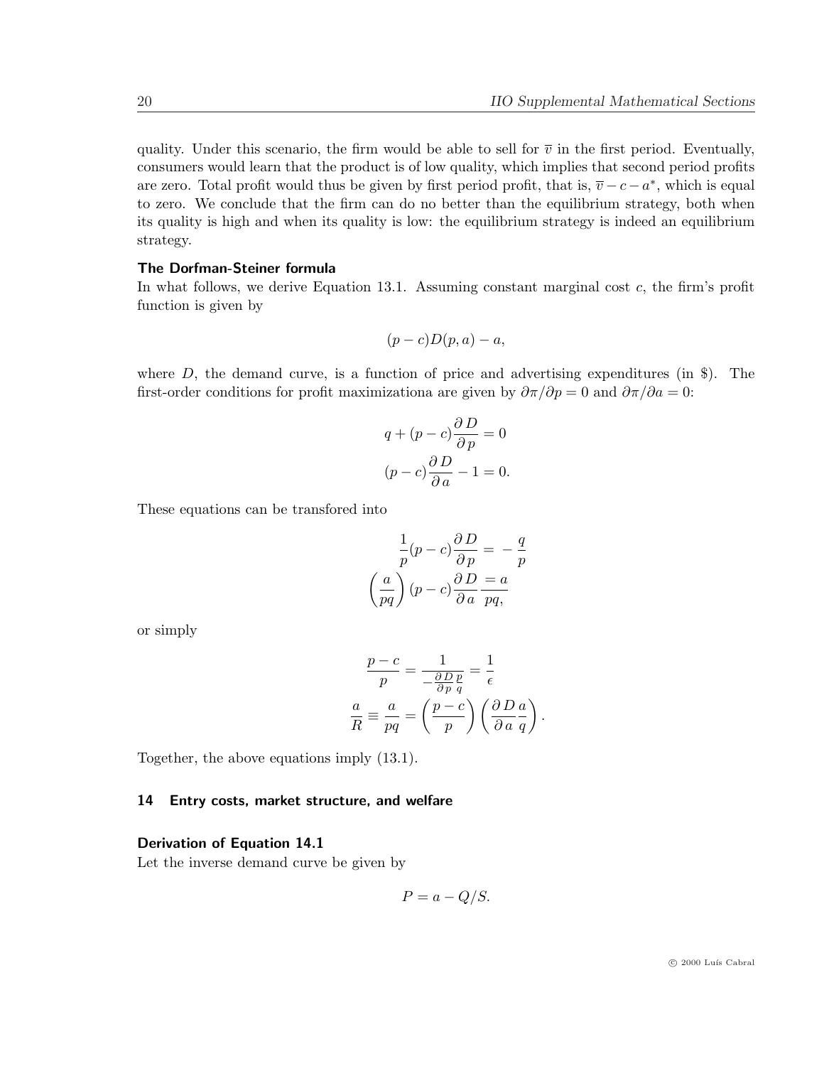quality. Under this scenario, the firm would be able to sell for $\overline{v}$ in the first period. Eventually, consumers would learn that the product is of low quality, which implies that second period profits are zero. Total profit would thus be given by first period profit, that is, $\overline{v} - c - a^*$, which is equal to zero. We conclude that the firm can do no better than the equilibrium strategy, both when its quality is high and when its quality is low: the equilibrium strategy is indeed an equilibrium strategy.

### The Dorfman-Steiner formula

In what follows, we derive Equation 13.1. Assuming constant marginal cost $c$, the firm's profit function is given by

$$(p - c)D(p, a) - a,$$

where $D$, the demand curve, is a function of price and advertising expenditures (in \$). The first-order conditions for profit maximizationa are given by $\partial\pi/\partial p = 0$ and $\partial\pi/\partial a = 0$:

$$q + (p - c)\frac{\partial D}{\partial p} = 0$$
$$(p - c)\frac{\partial D}{\partial a} - 1 = 0.$$

These equations can be transfored into

$$\frac{1}{p}(p - c)\frac{\partial D}{\partial p} = -\frac{q}{p}$$
$$\left(\frac{a}{pq}\right)(p - c)\frac{\partial D}{\partial a}\frac{= a}{pq,}$$

or simply

$$\frac{p - c}{p} = \frac{1}{-\frac{\partial D}{\partial p}\frac{p}{q}} = \frac{1}{\epsilon}$$
$$\frac{a}{R} \equiv \frac{a}{pq} = \left(\frac{p - c}{p}\right)\left(\frac{\partial D}{\partial a}\frac{a}{q}\right).$$

Together, the above equations imply (13.1).

## 14 Entry costs, market structure, and welfare

### Derivation of Equation 14.1

Let the inverse demand curve be given by

$$P = a - Q/S.$$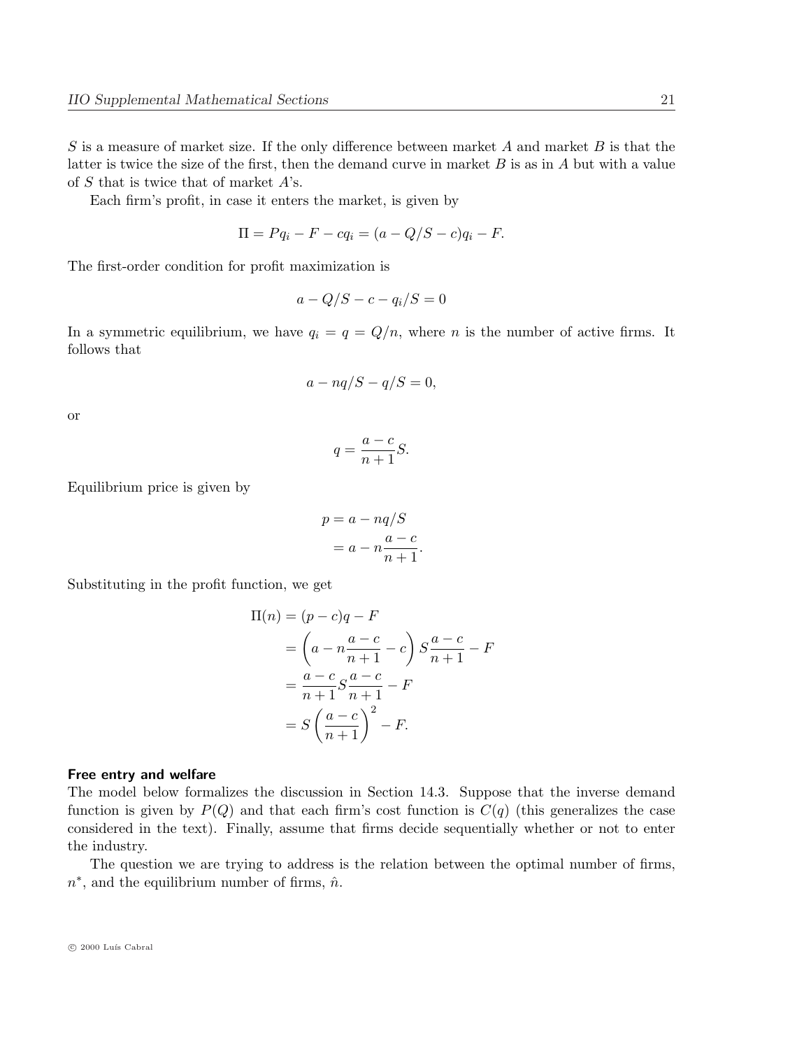$S$ is a measure of market size. If the only difference between market $A$ and market $B$ is that the latter is twice the size of the first, then the demand curve in market $B$ is as in $A$ but with a value of $S$ that is twice that of market $A$'s.

Each firm's profit, in case it enters the market, is given by

$$\Pi = Pq_i - F - cq_i = (a - Q/S - c)q_i - F.$$

The first-order condition for profit maximization is

$$a - Q/S - c - q_i/S = 0$$

In a symmetric equilibrium, we have $q_i = q = Q/n$, where $n$ is the number of active firms. It follows that

$$a - nq/S - q/S = 0,$$

or

$$q = \frac{a-c}{n+1}S.$$

Equilibrium price is given by

$$\begin{aligned} p &= a - nq/S \\ &= a - n\frac{a-c}{n+1}. \end{aligned}$$

Substituting in the profit function, we get

$$\begin{aligned} \Pi(n) &= (p-c)q - F \\ &= \left(a - n\frac{a-c}{n+1} - c\right) S\frac{a-c}{n+1} - F \\ &= \frac{a-c}{n+1} S \frac{a-c}{n+1} - F \\ &= S\left(\frac{a-c}{n+1}\right)^2 - F. \end{aligned}$$

**Free entry and welfare**

The model below formalizes the discussion in Section 14.3. Suppose that the inverse demand function is given by $P(Q)$ and that each firm's cost function is $C(q)$ (this generalizes the case considered in the text). Finally, assume that firms decide sequentially whether or not to enter the industry.

The question we are trying to address is the relation between the optimal number of firms, $n^*$, and the equilibrium number of firms, $\hat{n}$.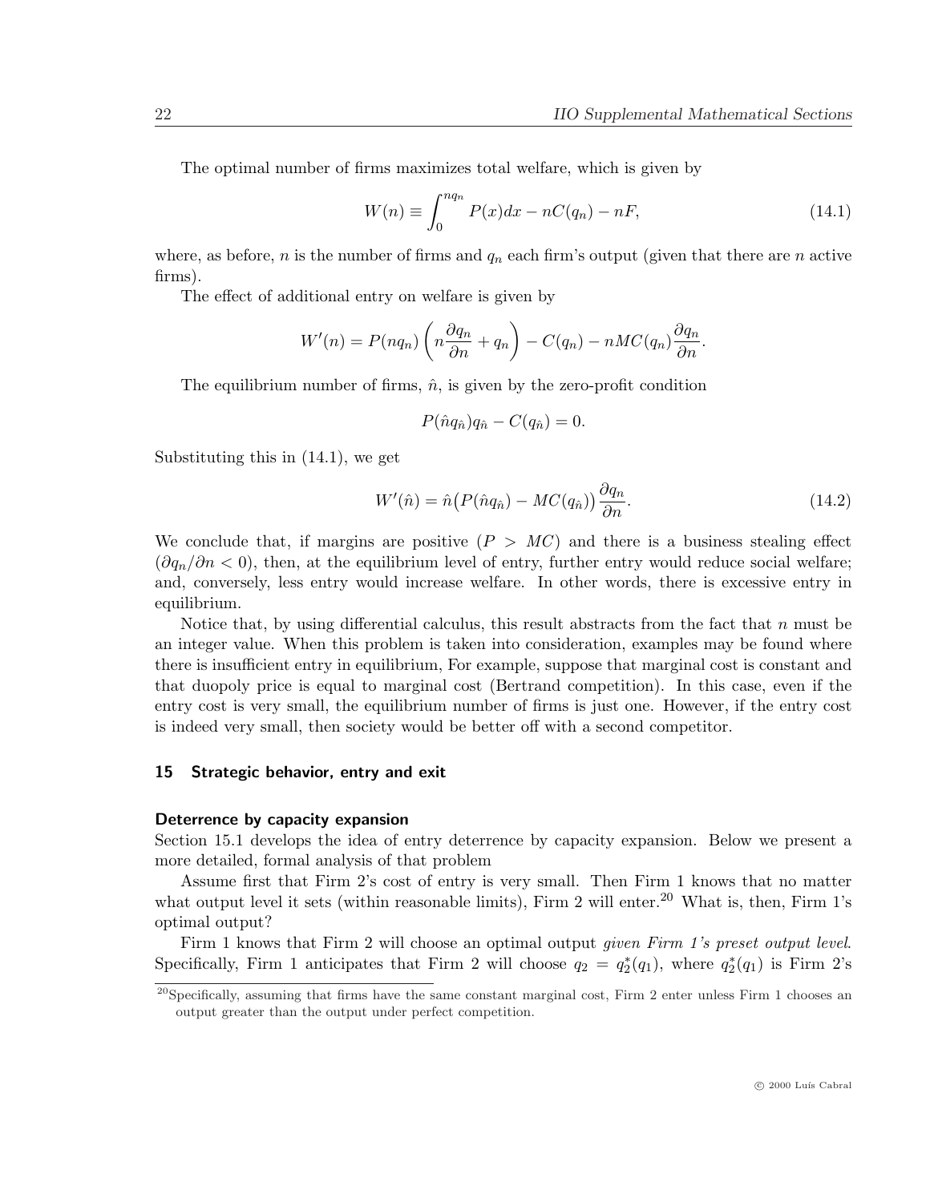The optimal number of firms maximizes total welfare, which is given by

$$W(n) \equiv \int_0^{nq_n} P(x)dx - nC(q_n) - nF, \tag{14.1}$$

where, as before, $n$ is the number of firms and $q_n$ each firm's output (given that there are $n$ active firms).

The effect of additional entry on welfare is given by

$$W'(n) = P(nq_n)\left(n\frac{\partial q_n}{\partial n} + q_n\right) - C(q_n) - nMC(q_n)\frac{\partial q_n}{\partial n}.$$

The equilibrium number of firms, $\hat{n}$, is given by the zero-profit condition

$$P(\hat{n}q_{\hat{n}})q_{\hat{n}} - C(q_{\hat{n}}) = 0.$$

Substituting this in (14.1), we get

$$W'(\hat{n}) = \hat{n}\big(P(\hat{n}q_{\hat{n}}) - MC(q_{\hat{n}})\big)\frac{\partial q_n}{\partial n}. \tag{14.2}$$

We conclude that, if margins are positive ($P > MC$) and there is a business stealing effect ($\partial q_n/\partial n < 0$), then, at the equilibrium level of entry, further entry would reduce social welfare; and, conversely, less entry would increase welfare. In other words, there is excessive entry in equilibrium.

Notice that, by using differential calculus, this result abstracts from the fact that $n$ must be an integer value. When this problem is taken into consideration, examples may be found where there is insufficient entry in equilibrium, For example, suppose that marginal cost is constant and that duopoly price is equal to marginal cost (Bertrand competition). In this case, even if the entry cost is very small, the equilibrium number of firms is just one. However, if the entry cost is indeed very small, then society would be better off with a second competitor.

## 15 Strategic behavior, entry and exit

### Deterrence by capacity expansion

Section 15.1 develops the idea of entry deterrence by capacity expansion. Below we present a more detailed, formal analysis of that problem

Assume first that Firm 2's cost of entry is very small. Then Firm 1 knows that no matter what output level it sets (within reasonable limits), Firm 2 will enter.[20] What is, then, Firm 1's optimal output?

Firm 1 knows that Firm 2 will choose an optimal output *given Firm 1's preset output level*. Specifically, Firm 1 anticipates that Firm 2 will choose $q_2 = q_2^*(q_1)$, where $q_2^*(q_1)$ is Firm 2's

[20] Specifically, assuming that firms have the same constant marginal cost, Firm 2 enter unless Firm 1 chooses an output greater than the output under perfect competition.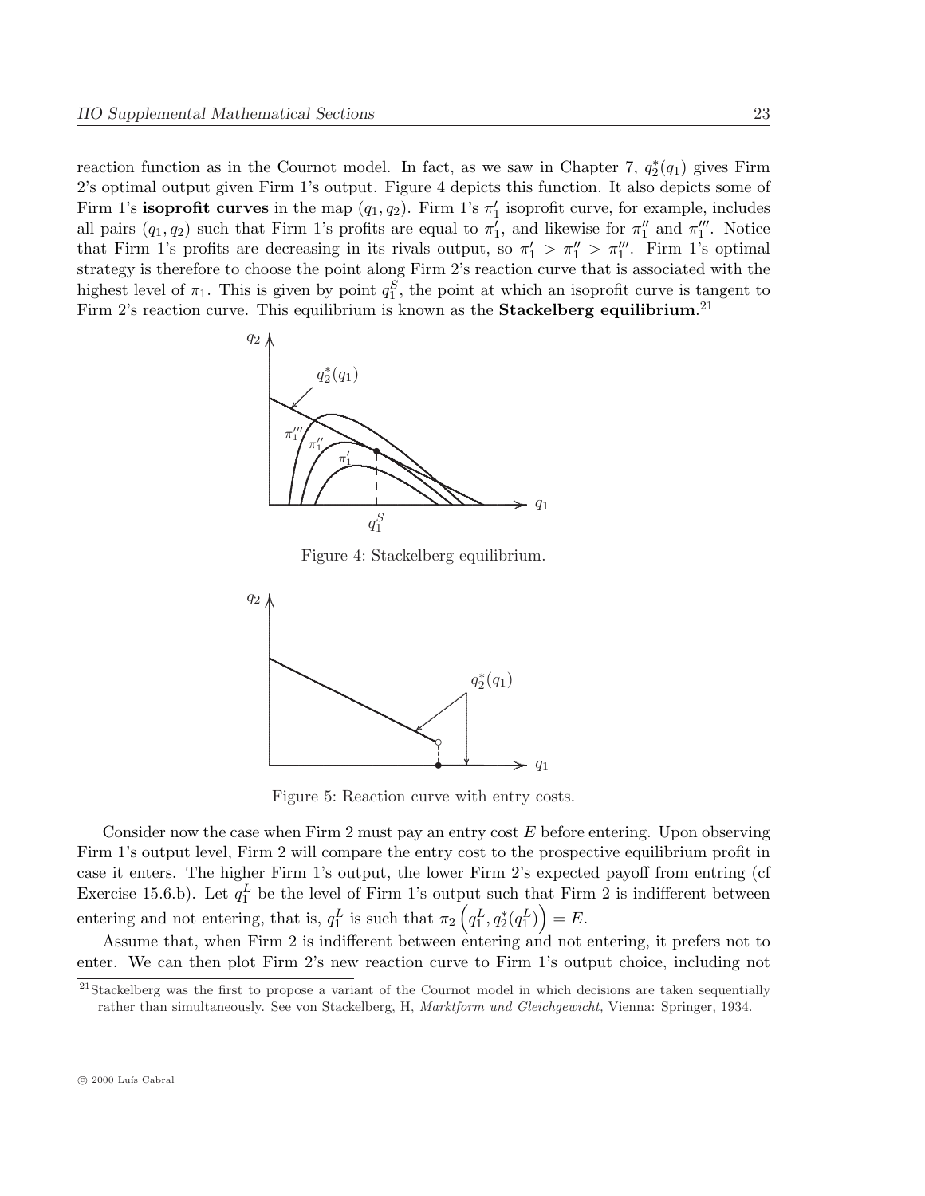reaction function as in the Cournot model. In fact, as we saw in Chapter 7, $q_2^*(q_1)$ gives Firm 2's optimal output given Firm 1's output. Figure 4 depicts this function. It also depicts some of Firm 1's **isoprofit curves** in the map $(q_1, q_2)$. Firm 1's $\pi_1'$ isoprofit curve, for example, includes all pairs $(q_1, q_2)$ such that Firm 1's profits are equal to $\pi_1'$, and likewise for $\pi_1''$ and $\pi_1'''$. Notice that Firm 1's profits are decreasing in its rivals output, so $\pi_1' > \pi_1'' > \pi_1'''$. Firm 1's optimal strategy is therefore to choose the point along Firm 2's reaction curve that is associated with the highest level of $\pi_1$. This is given by point $q_1^S$, the point at which an isoprofit curve is tangent to Firm 2's reaction curve. This equilibrium is known as the **Stackelberg equilibrium**.[21]

Figure 4: Stackelberg equilibrium.

Figure 5: Reaction curve with entry costs.

Consider now the case when Firm 2 must pay an entry cost $E$ before entering. Upon observing Firm 1's output level, Firm 2 will compare the entry cost to the prospective equilibrium profit in case it enters. The higher Firm 1's output, the lower Firm 2's expected payoff from entring (cf Exercise 15.6.b). Let $q_1^L$ be the level of Firm 1's output such that Firm 2 is indifferent between entering and not entering, that is, $q_1^L$ is such that $\pi_2\left(q_1^L, q_2^*(q_1^L)\right) = E$.

Assume that, when Firm 2 is indifferent between entering and not entering, it prefers not to enter. We can then plot Firm 2's new reaction curve to Firm 1's output choice, including not

[21] Stackelberg was the first to propose a variant of the Cournot model in which decisions are taken sequentially rather than simultaneously. See von Stackelberg, H, *Marktform und Gleichgewicht,* Vienna: Springer, 1934.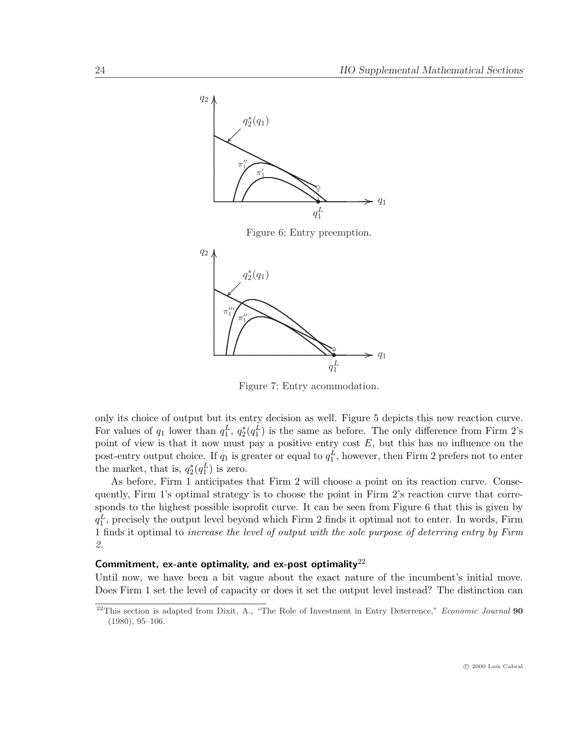Figure 6: Entry preemption.

Figure 7: Entry acommodation.

only its choice of output but its entry decision as well. Figure 5 depicts this new reaction curve. For values of $q_1$ lower than $q_1^L$, $q_2^*(q_1^L)$ is the same as before. The only difference from Firm 2's point of view is that it now must pay a positive entry cost $E$, but this has no influence on the post-entry output choice. If $q_1$ is greater or equal to $q_1^L$, however, then Firm 2 prefers not to enter the market, that is, $q_2^*(q_1^L)$ is zero.

As before, Firm 1 anticipates that Firm 2 will choose a point on its reaction curve. Consequently, Firm 1's optimal strategy is to choose the point in Firm 2's reaction curve that corresponds to the highest possible isoprofit curve. It can be seen from Figure 6 that this is given by $q_1^L$, precisely the output level beyond which Firm 2 finds it optimal not to enter. In words, Firm 1 finds it optimal to *increase the level of output with the sole purpose of deterring entry by Firm 2*.

### Commitment, ex-ante optimality, and ex-post optimality[22]

Until now, we have been a bit vague about the exact nature of the incumbent's initial move. Does Firm 1 set the level of capacity or does it set the output level instead? The distinction can

[22] This section is adapted from Dixit, A., "The Role of Investment in Entry Deterrence," *Economic Journal* **90** (1980), 95–106.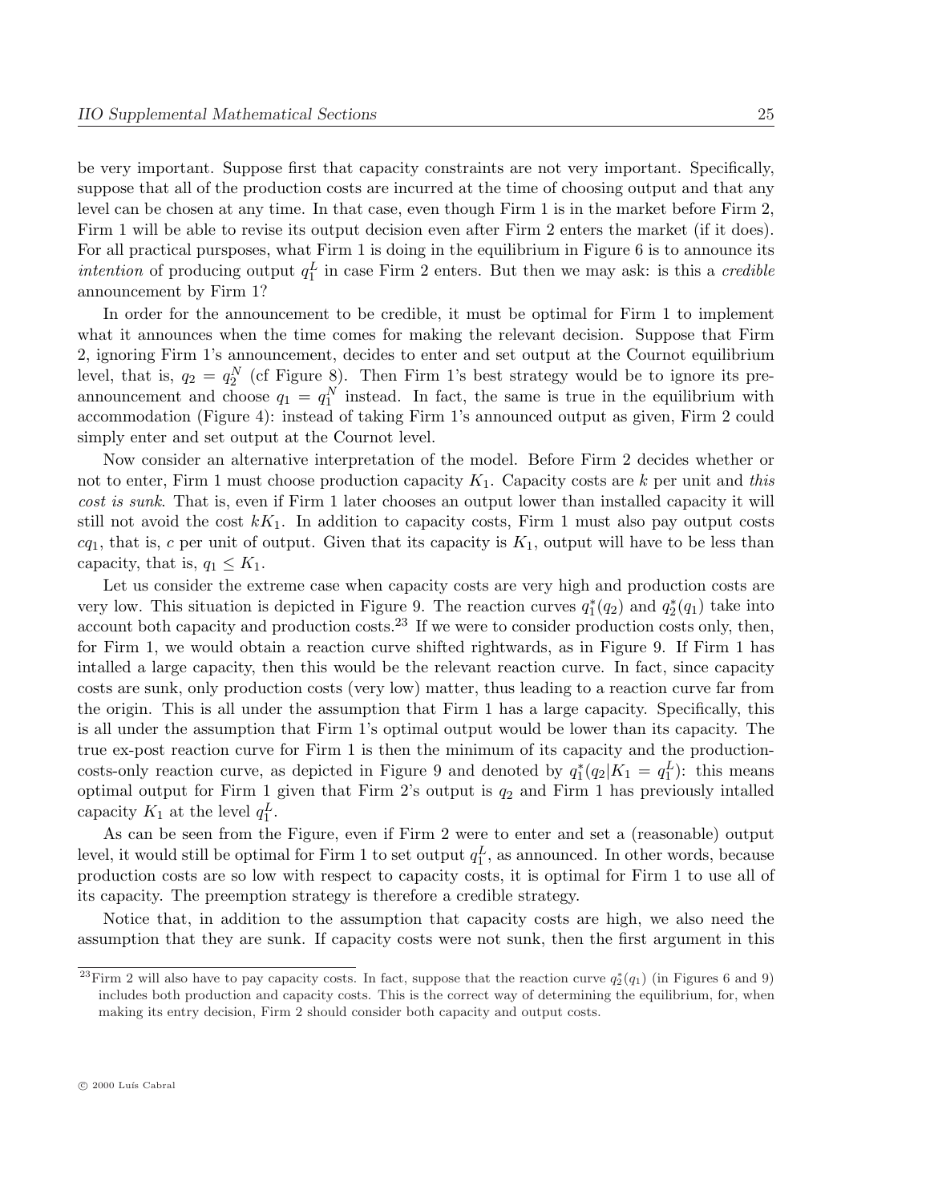be very important. Suppose first that capacity constraints are not very important. Specifically, suppose that all of the production costs are incurred at the time of choosing output and that any level can be chosen at any time. In that case, even though Firm 1 is in the market before Firm 2, Firm 1 will be able to revise its output decision even after Firm 2 enters the market (if it does). For all practical pursposes, what Firm 1 is doing in the equilibrium in Figure 6 is to announce its *intention* of producing output $q_1^L$ in case Firm 2 enters. But then we may ask: is this a *credible* announcement by Firm 1?

In order for the announcement to be credible, it must be optimal for Firm 1 to implement what it announces when the time comes for making the relevant decision. Suppose that Firm 2, ignoring Firm 1's announcement, decides to enter and set output at the Cournot equilibrium level, that is, $q_2 = q_2^N$ (cf Figure 8). Then Firm 1's best strategy would be to ignore its pre-announcement and choose $q_1 = q_1^N$ instead. In fact, the same is true in the equilibrium with accommodation (Figure 4): instead of taking Firm 1's announced output as given, Firm 2 could simply enter and set output at the Cournot level.

Now consider an alternative interpretation of the model. Before Firm 2 decides whether or not to enter, Firm 1 must choose production capacity $K_1$. Capacity costs are $k$ per unit and *this cost is sunk*. That is, even if Firm 1 later chooses an output lower than installed capacity it will still not avoid the cost $kK_1$. In addition to capacity costs, Firm 1 must also pay output costs $cq_1$, that is, $c$ per unit of output. Given that its capacity is $K_1$, output will have to be less than capacity, that is, $q_1 \leq K_1$.

Let us consider the extreme case when capacity costs are very high and production costs are very low. This situation is depicted in Figure 9. The reaction curves $q_1^*(q_2)$ and $q_2^*(q_1)$ take into account both capacity and production costs.[23] If we were to consider production costs only, then, for Firm 1, we would obtain a reaction curve shifted rightwards, as in Figure 9. If Firm 1 has intalled a large capacity, then this would be the relevant reaction curve. In fact, since capacity costs are sunk, only production costs (very low) matter, thus leading to a reaction curve far from the origin. This is all under the assumption that Firm 1 has a large capacity. Specifically, this is all under the assumption that Firm 1's optimal output would be lower than its capacity. The true ex-post reaction curve for Firm 1 is then the minimum of its capacity and the production-costs-only reaction curve, as depicted in Figure 9 and denoted by $q_1^*(q_2|K_1 = q_1^L)$: this means optimal output for Firm 1 given that Firm 2's output is $q_2$ and Firm 1 has previously intalled capacity $K_1$ at the level $q_1^L$.

As can be seen from the Figure, even if Firm 2 were to enter and set a (reasonable) output level, it would still be optimal for Firm 1 to set output $q_1^L$, as announced. In other words, because production costs are so low with respect to capacity costs, it is optimal for Firm 1 to use all of its capacity. The preemption strategy is therefore a credible strategy.

Notice that, in addition to the assumption that capacity costs are high, we also need the assumption that they are sunk. If capacity costs were not sunk, then the first argument in this

[23] Firm 2 will also have to pay capacity costs. In fact, suppose that the reaction curve $q_2^*(q_1)$ (in Figures 6 and 9) includes both production and capacity costs. This is the correct way of determining the equilibrium, for, when making its entry decision, Firm 2 should consider both capacity and output costs.

© 2000 Luís Cabral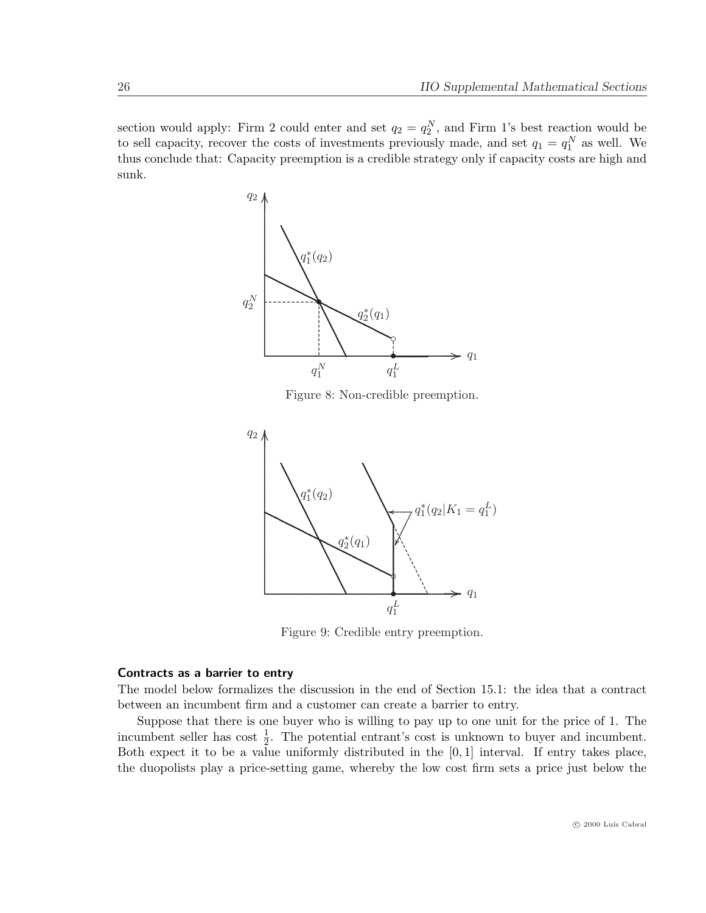section would apply: Firm 2 could enter and set $q_2 = q_2^N$, and Firm 1's best reaction would be to sell capacity, recover the costs of investments previously made, and set $q_1 = q_1^N$ as well. We thus conclude that: Capacity preemption is a credible strategy only if capacity costs are high and sunk.

Figure 8: Non-credible preemption.

Figure 9: Credible entry preemption.

### Contracts as a barrier to entry

The model below formalizes the discussion in the end of Section 15.1: the idea that a contract between an incumbent firm and a customer can create a barrier to entry.

Suppose that there is one buyer who is willing to pay up to one unit for the price of 1. The incumbent seller has cost $\frac{1}{2}$. The potential entrant's cost is unknown to buyer and incumbent. Both expect it to be a value uniformly distributed in the $[0, 1]$ interval. If entry takes place, the duopolists play a price-setting game, whereby the low cost firm sets a price just below the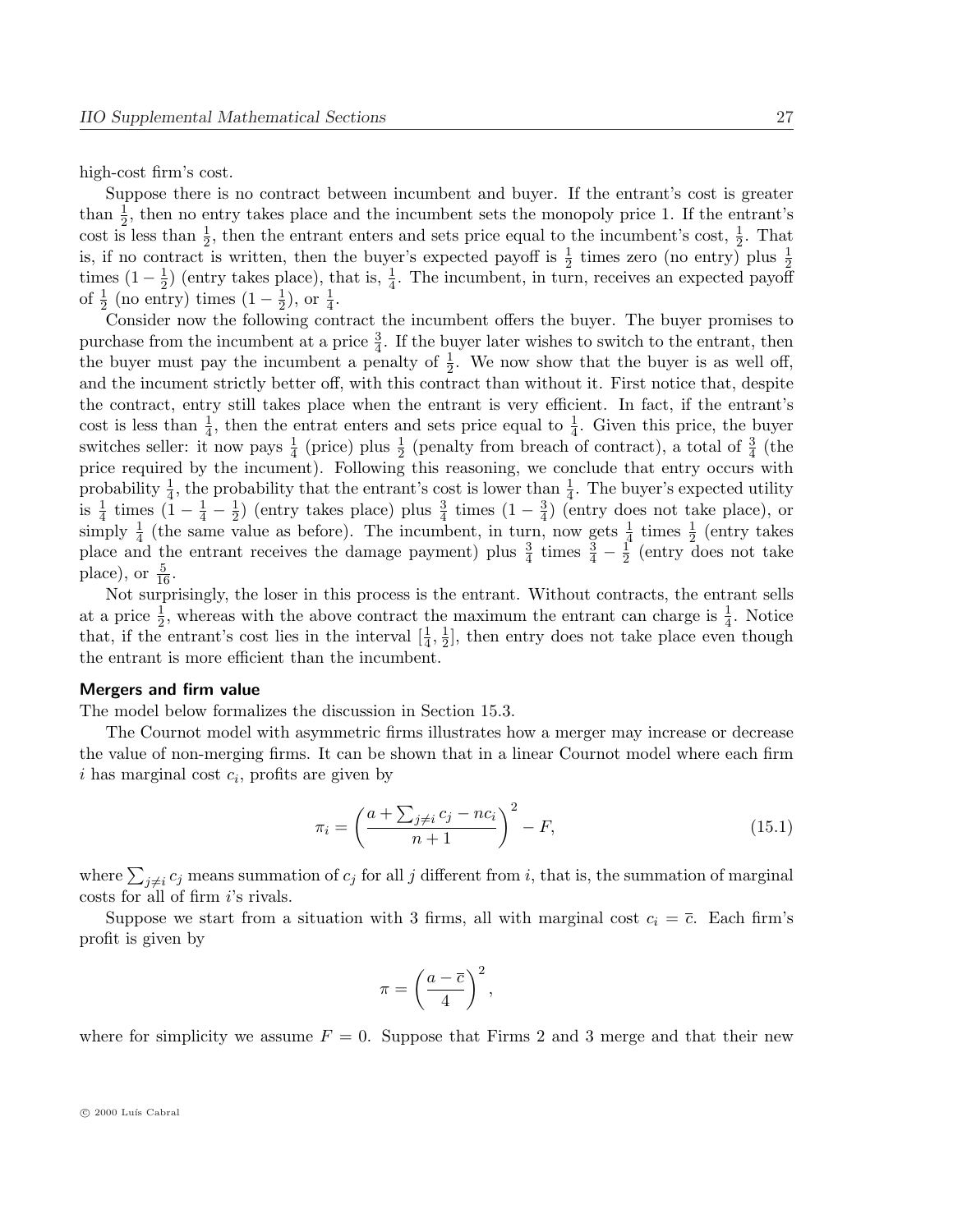high-cost firm's cost.

Suppose there is no contract between incumbent and buyer. If the entrant's cost is greater than $\frac{1}{2}$, then no entry takes place and the incumbent sets the monopoly price 1. If the entrant's cost is less than $\frac{1}{2}$, then the entrant enters and sets price equal to the incumbent's cost, $\frac{1}{2}$. That is, if no contract is written, then the buyer's expected payoff is $\frac{1}{2}$ times zero (no entry) plus $\frac{1}{2}$ times $(1 - \frac{1}{2})$ (entry takes place), that is, $\frac{1}{4}$. The incumbent, in turn, receives an expected payoff of $\frac{1}{2}$ (no entry) times $(1 - \frac{1}{2})$, or $\frac{1}{4}$.

Consider now the following contract the incumbent offers the buyer. The buyer promises to purchase from the incumbent at a price $\frac{3}{4}$. If the buyer later wishes to switch to the entrant, then the buyer must pay the incumbent a penalty of $\frac{1}{2}$. We now show that the buyer is as well off, and the incument strictly better off, with this contract than without it. First notice that, despite the contract, entry still takes place when the entrant is very efficient. In fact, if the entrant's cost is less than $\frac{1}{4}$, then the entrat enters and sets price equal to $\frac{1}{4}$. Given this price, the buyer switches seller: it now pays $\frac{1}{4}$ (price) plus $\frac{1}{2}$ (penalty from breach of contract), a total of $\frac{3}{4}$ (the price required by the incument). Following this reasoning, we conclude that entry occurs with probability $\frac{1}{4}$, the probability that the entrant's cost is lower than $\frac{1}{4}$. The buyer's expected utility is $\frac{1}{4}$ times $(1 - \frac{1}{4} - \frac{1}{2})$ (entry takes place) plus $\frac{3}{4}$ times $(1 - \frac{3}{4})$ (entry does not take place), or simply $\frac{1}{4}$ (the same value as before). The incumbent, in turn, now gets $\frac{1}{4}$ times $\frac{1}{2}$ (entry takes place and the entrant receives the damage payment) plus $\frac{3}{4}$ times $\frac{3}{4} - \frac{1}{2}$ (entry does not take place), or $\frac{5}{16}$.

Not surprisingly, the loser in this process is the entrant. Without contracts, the entrant sells at a price $\frac{1}{2}$, whereas with the above contract the maximum the entrant can charge is $\frac{1}{4}$. Notice that, if the entrant's cost lies in the interval $[\frac{1}{4}, \frac{1}{2}]$, then entry does not take place even though the entrant is more efficient than the incumbent.

**Mergers and firm value**

The model below formalizes the discussion in Section 15.3.

The Cournot model with asymmetric firms illustrates how a merger may increase or decrease the value of non-merging firms. It can be shown that in a linear Cournot model where each firm $i$ has marginal cost $c_i$, profits are given by

$$\pi_i = \left( \frac{a + \sum_{j \neq i} c_j - n c_i}{n + 1} \right)^2 - F, \tag{15.1}$$

where $\sum_{j \neq i} c_j$ means summation of $c_j$ for all $j$ different from $i$, that is, the summation of marginal costs for all of firm $i$'s rivals.

Suppose we start from a situation with 3 firms, all with marginal cost $c_i = \bar{c}$. Each firm's profit is given by

$$\pi = \left( \frac{a - \bar{c}}{4} \right)^2,$$

where for simplicity we assume $F = 0$. Suppose that Firms 2 and 3 merge and that their new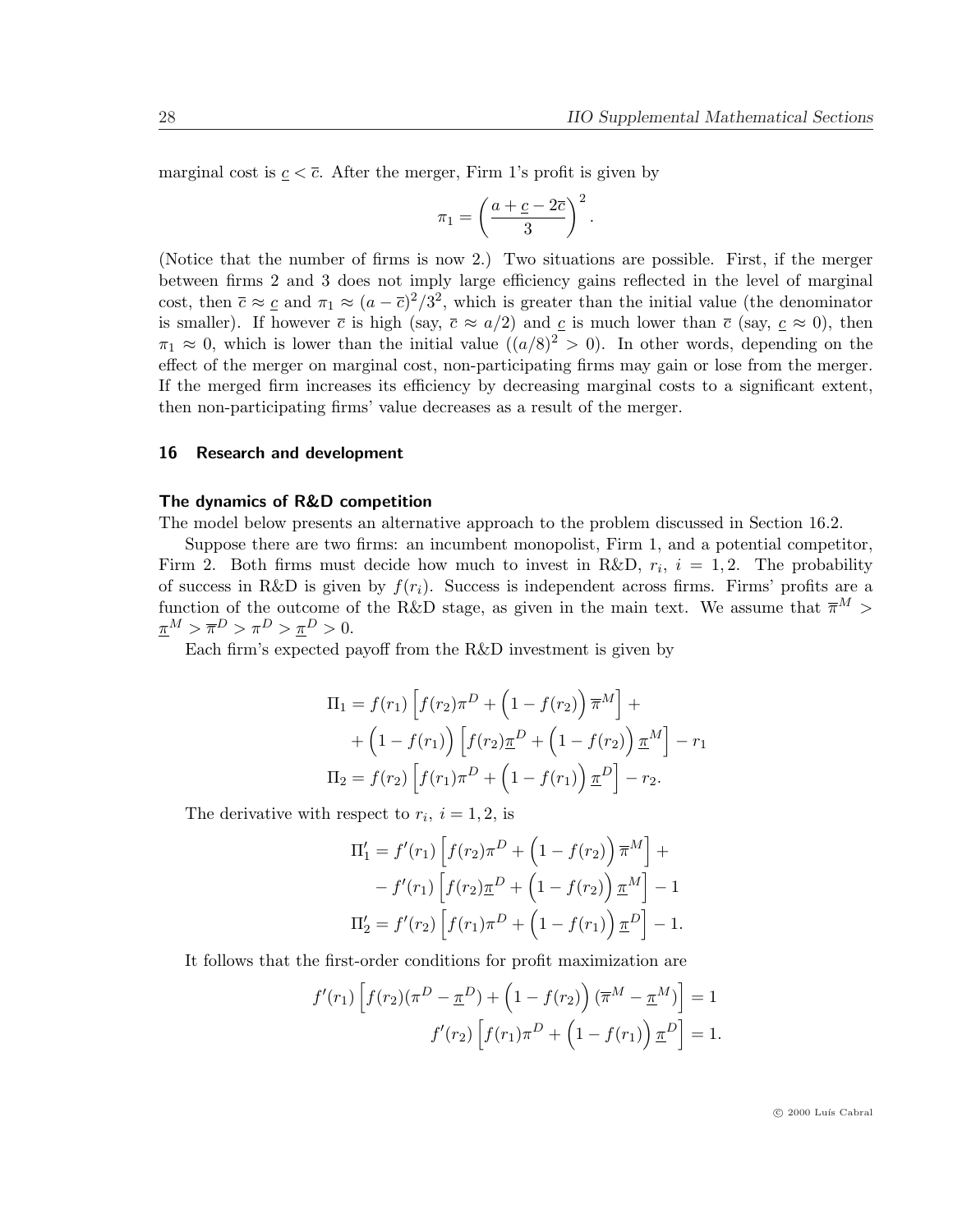marginal cost is $\underline{c} < \overline{c}$. After the merger, Firm 1's profit is given by

$$\pi_1 = \left( \frac{a + \underline{c} - 2\overline{c}}{3} \right)^2.$$

(Notice that the number of firms is now 2.) Two situations are possible. First, if the merger between firms 2 and 3 does not imply large efficiency gains reflected in the level of marginal cost, then $\overline{c} \approx \underline{c}$ and $\pi_1 \approx (a - \overline{c})^2/3^2$, which is greater than the initial value (the denominator is smaller). If however $\overline{c}$ is high (say, $\overline{c} \approx a/2$) and $\underline{c}$ is much lower than $\overline{c}$ (say, $\underline{c} \approx 0$), then $\pi_1 \approx 0$, which is lower than the initial value ($(a/8)^2 > 0$). In other words, depending on the effect of the merger on marginal cost, non-participating firms may gain or lose from the merger. If the merged firm increases its efficiency by decreasing marginal costs to a significant extent, then non-participating firms' value decreases as a result of the merger.

## 16 Research and development

### The dynamics of R&D competition

The model below presents an alternative approach to the problem discussed in Section 16.2.

Suppose there are two firms: an incumbent monopolist, Firm 1, and a potential competitor, Firm 2. Both firms must decide how much to invest in R&D, $r_i$, $i = 1, 2$. The probability of success in R&D is given by $f(r_i)$. Success is independent across firms. Firms' profits are a function of the outcome of the R&D stage, as given in the main text. We assume that $\overline{\pi}^M > \underline{\pi}^M > \overline{\pi}^D > \pi^D > \underline{\pi}^D > 0$.

Each firm's expected payoff from the R&D investment is given by

$$\begin{aligned}
\Pi_1 &= f(r_1) \left[ f(r_2) \pi^D + \Big(1 - f(r_2)\Big) \overline{\pi}^M \right] + \\
&\quad + \Big(1 - f(r_1)\Big) \left[ f(r_2) \underline{\pi}^D + \Big(1 - f(r_2)\Big) \underline{\pi}^M \right] - r_1 \\
\Pi_2 &= f(r_2) \left[ f(r_1) \pi^D + \Big(1 - f(r_1)\Big) \underline{\pi}^D \right] - r_2.
\end{aligned}$$

The derivative with respect to $r_i$, $i = 1, 2$, is

$$\begin{aligned}
\Pi_1' &= f'(r_1) \left[ f(r_2) \pi^D + \Big(1 - f(r_2)\Big) \overline{\pi}^M \right] + \\
&\quad - f'(r_1) \left[ f(r_2) \underline{\pi}^D + \Big(1 - f(r_2)\Big) \underline{\pi}^M \right] - 1 \\
\Pi_2' &= f'(r_2) \left[ f(r_1) \pi^D + \Big(1 - f(r_1)\Big) \underline{\pi}^D \right] - 1.
\end{aligned}$$

It follows that the first-order conditions for profit maximization are

$$\begin{aligned}
f'(r_1) \left[ f(r_2)(\pi^D - \underline{\pi}^D) + \Big(1 - f(r_2)\Big) (\overline{\pi}^M - \underline{\pi}^M) \right] &= 1 \\
f'(r_2) \left[ f(r_1) \pi^D + \Big(1 - f(r_1)\Big) \underline{\pi}^D \right] &= 1.
\end{aligned}$$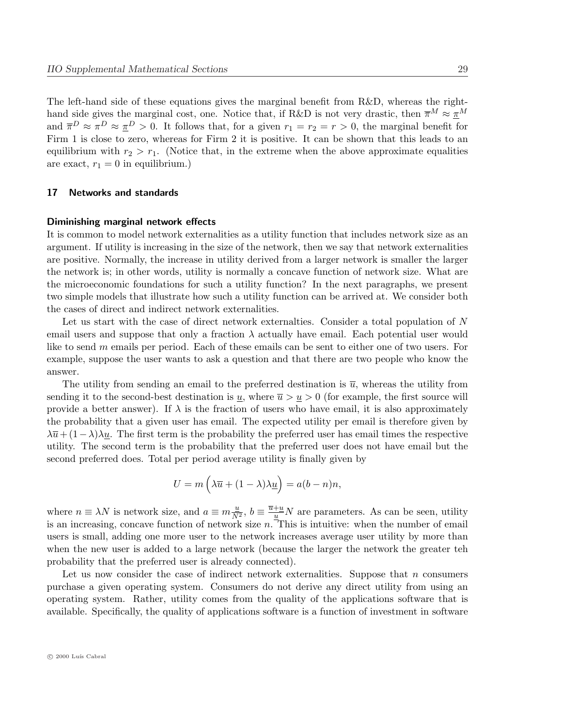The left-hand side of these equations gives the marginal benefit from R&D, whereas the right-hand side gives the marginal cost, one. Notice that, if R&D is not very drastic, then $\overline{\pi}^M \approx \underline{\pi}^M$ and $\overline{\pi}^D \approx \pi^D \approx \underline{\pi}^D > 0$. It follows that, for a given $r_1 = r_2 = r > 0$, the marginal benefit for Firm 1 is close to zero, whereas for Firm 2 it is positive. It can be shown that this leads to an equilibrium with $r_2 > r_1$. (Notice that, in the extreme when the above approximate equalities are exact, $r_1 = 0$ in equilibrium.)

## 17 Networks and standards

### Diminishing marginal network effects

It is common to model network externalities as a utility function that includes network size as an argument. If utility is increasing in the size of the network, then we say that network externalities are positive. Normally, the increase in utility derived from a larger network is smaller the larger the network is; in other words, utility is normally a concave function of network size. What are the microeconomic foundations for such a utility function? In the next paragraphs, we present two simple models that illustrate how such a utility function can be arrived at. We consider both the cases of direct and indirect network externalities.

Let us start with the case of direct network externalties. Consider a total population of $N$ email users and suppose that only a fraction $\lambda$ actually have email. Each potential user would like to send $m$ emails per period. Each of these emails can be sent to either one of two users. For example, suppose the user wants to ask a question and that there are two people who know the answer.

The utility from sending an email to the preferred destination is $\overline{u}$, whereas the utility from sending it to the second-best destination is $\underline{u}$, where $\overline{u} > \underline{u} > 0$ (for example, the first source will provide a better answer). If $\lambda$ is the fraction of users who have email, it is also approximately the probability that a given user has email. The expected utility per email is therefore given by $\lambda\overline{u} + (1-\lambda)\lambda\underline{u}$. The first term is the probability the preferred user has email times the respective utility. The second term is the probability that the preferred user does not have email but the second preferred does. Total per period average utility is finally given by

$$U = m\left(\lambda\overline{u} + (1-\lambda)\lambda\underline{u}\right) = a(b-n)n,$$

where $n \equiv \lambda N$ is network size, and $a \equiv m\frac{\underline{u}}{N^2}$, $b \equiv \frac{\overline{u}+\underline{u}}{\underline{u}}N$ are parameters. As can be seen, utility is an increasing, concave function of network size $n$. This is intuitive: when the number of email users is small, adding one more user to the network increases average user utility by more than when the new user is added to a large network (because the larger the network the greater teh probability that the preferred user is already connected).

Let us now consider the case of indirect network externalities. Suppose that $n$ consumers purchase a given operating system. Consumers do not derive any direct utility from using an operating system. Rather, utility comes from the quality of the applications software that is available. Specifically, the quality of applications software is a function of investment in software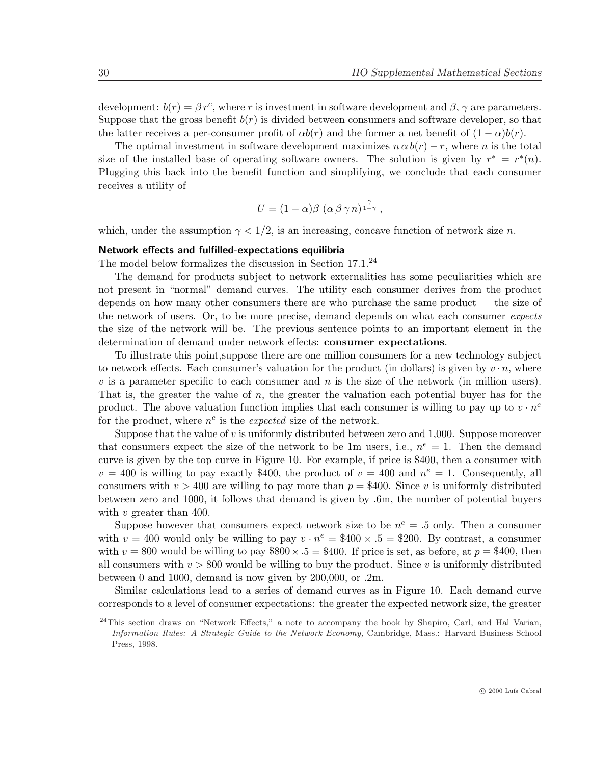development: $b(r) = \beta\, r^c$, where $r$ is investment in software development and $\beta$, $\gamma$ are parameters. Suppose that the gross benefit $b(r)$ is divided between consumers and software developer, so that the latter receives a per-consumer profit of $\alpha b(r)$ and the former a net benefit of $(1-\alpha)b(r)$.

The optimal investment in software development maximizes $n\,\alpha\,b(r) - r$, where $n$ is the total size of the installed base of operating software owners. The solution is given by $r^* = r^*(n)$. Plugging this back into the benefit function and simplifying, we conclude that each consumer receives a utility of

$$U = (1-\alpha)\beta\ (\alpha\,\beta\,\gamma\,n)^{\frac{\gamma}{1-\gamma}}\,,$$

which, under the assumption $\gamma < 1/2$, is an increasing, concave function of network size $n$.

**Network effects and fulfilled-expectations equilibria**

The model below formalizes the discussion in Section 17.1.[24]

The demand for products subject to network externalities has some peculiarities which are not present in "normal" demand curves. The utility each consumer derives from the product depends on how many other consumers there are who purchase the same product — the size of the network of users. Or, to be more precise, demand depends on what each consumer *expects* the size of the network will be. The previous sentence points to an important element in the determination of demand under network effects: **consumer expectations**.

To illustrate this point,suppose there are one million consumers for a new technology subject to network effects. Each consumer's valuation for the product (in dollars) is given by $v \cdot n$, where $v$ is a parameter specific to each consumer and $n$ is the size of the network (in million users). That is, the greater the value of $n$, the greater the valuation each potential buyer has for the product. The above valuation function implies that each consumer is willing to pay up to $v \cdot n^e$ for the product, where $n^e$ is the *expected* size of the network.

Suppose that the value of $v$ is uniformly distributed between zero and 1,000. Suppose moreover that consumers expect the size of the network to be 1m users, i.e., $n^e = 1$. Then the demand curve is given by the top curve in Figure 10. For example, if price is \$400, then a consumer with $v = 400$ is willing to pay exactly \$400, the product of $v = 400$ and $n^e = 1$. Consequently, all consumers with $v > 400$ are willing to pay more than $p = \$400$. Since $v$ is uniformly distributed between zero and 1000, it follows that demand is given by .6m, the number of potential buyers with $v$ greater than 400.

Suppose however that consumers expect network size to be $n^e = .5$ only. Then a consumer with $v = 400$ would only be willing to pay $v \cdot n^e = \$400 \times .5 = \$200$. By contrast, a consumer with $v = 800$ would be willing to pay $\$800 \times .5 = \$400$. If price is set, as before, at $p = \$400$, then all consumers with $v > 800$ would be willing to buy the product. Since $v$ is uniformly distributed between 0 and 1000, demand is now given by 200,000, or .2m.

Similar calculations lead to a series of demand curves as in Figure 10. Each demand curve corresponds to a level of consumer expectations: the greater the expected network size, the greater

[24] This section draws on "Network Effects," a note to accompany the book by Shapiro, Carl, and Hal Varian, *Information Rules: A Strategic Guide to the Network Economy,* Cambridge, Mass.: Harvard Business School Press, 1998.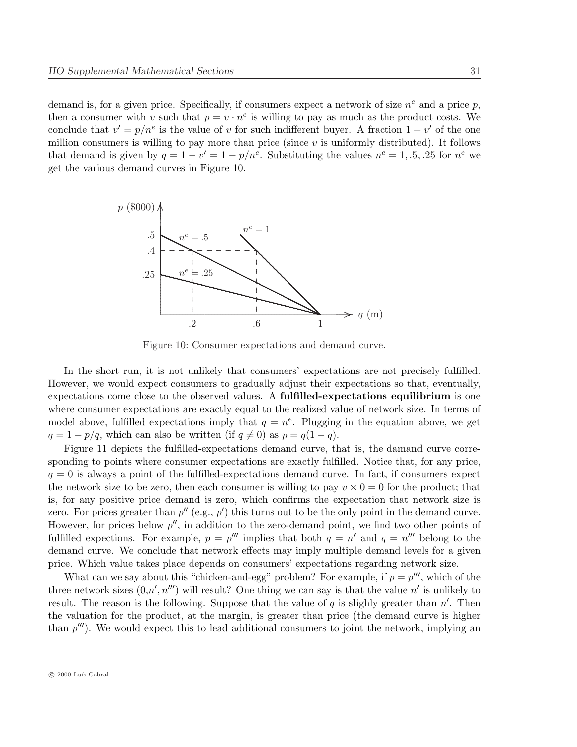demand is, for a given price. Specifically, if consumers expect a network of size $n^e$ and a price $p$, then a consumer with $v$ such that $p = v \cdot n^e$ is willing to pay as much as the product costs. We conclude that $v' = p/n^e$ is the value of $v$ for such indifferent buyer. A fraction $1 - v'$ of the one million consumers is willing to pay more than price (since $v$ is uniformly distributed). It follows that demand is given by $q = 1 - v' = 1 - p/n^e$. Substituting the values $n^e = 1, .5, .25$ for $n^e$ we get the various demand curves in Figure 10.

Figure 10: Consumer expectations and demand curve.

In the short run, it is not unlikely that consumers' expectations are not precisely fulfilled. However, we would expect consumers to gradually adjust their expectations so that, eventually, expectations come close to the observed values. A **fulfilled-expectations equilibrium** is one where consumer expectations are exactly equal to the realized value of network size. In terms of model above, fulfilled expectations imply that $q = n^e$. Plugging in the equation above, we get $q = 1 - p/q$, which can also be written (if $q \neq 0$) as $p = q(1 - q)$.

Figure 11 depicts the fulfilled-expectations demand curve, that is, the damand curve corresponding to points where consumer expectations are exactly fulfilled. Notice that, for any price, $q = 0$ is always a point of the fulfilled-expectations demand curve. In fact, if consumers expect the network size to be zero, then each consumer is willing to pay $v \times 0 = 0$ for the product; that is, for any positive price demand is zero, which confirms the expectation that network size is zero. For prices greater than $p''$ (e.g., $p'$) this turns out to be the only point in the demand curve. However, for prices below $p''$, in addition to the zero-demand point, we find two other points of fulfilled expections. For example, $p = p'''$ implies that both $q = n'$ and $q = n'''$ belong to the demand curve. We conclude that network effects may imply multiple demand levels for a given price. Which value takes place depends on consumers' expectations regarding network size.

What can we say about this "chicken-and-egg" problem? For example, if $p = p'''$, which of the three network sizes $(0, n', n''')$ will result? One thing we can say is that the value $n'$ is unlikely to result. The reason is the following. Suppose that the value of $q$ is slighly greater than $n'$. Then the valuation for the product, at the margin, is greater than price (the demand curve is higher than $p'''$). We would expect this to lead additional consumers to joint the network, implying an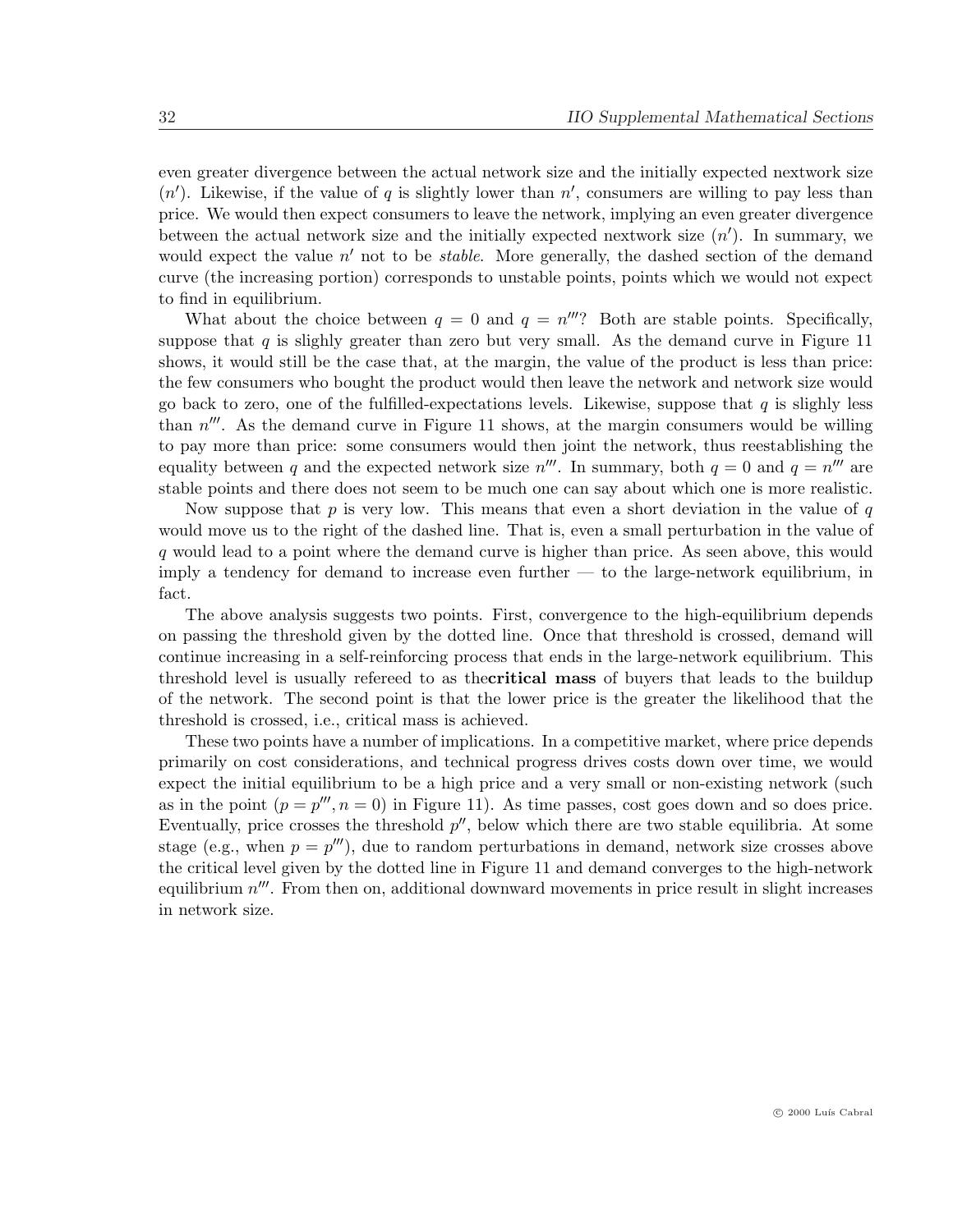even greater divergence between the actual network size and the initially expected nextwork size ($n'$). Likewise, if the value of $q$ is slightly lower than $n'$, consumers are willing to pay less than price. We would then expect consumers to leave the network, implying an even greater divergence between the actual network size and the initially expected nextwork size ($n'$). In summary, we would expect the value $n'$ not to be *stable*. More generally, the dashed section of the demand curve (the increasing portion) corresponds to unstable points, points which we would not expect to find in equilibrium.

What about the choice between $q = 0$ and $q = n'''$? Both are stable points. Specifically, suppose that $q$ is slighly greater than zero but very small. As the demand curve in Figure 11 shows, it would still be the case that, at the margin, the value of the product is less than price: the few consumers who bought the product would then leave the network and network size would go back to zero, one of the fulfilled-expectations levels. Likewise, suppose that $q$ is slighly less than $n'''$. As the demand curve in Figure 11 shows, at the margin consumers would be willing to pay more than price: some consumers would then joint the network, thus reestablishing the equality between $q$ and the expected network size $n'''$. In summary, both $q = 0$ and $q = n'''$ are stable points and there does not seem to be much one can say about which one is more realistic.

Now suppose that $p$ is very low. This means that even a short deviation in the value of $q$ would move us to the right of the dashed line. That is, even a small perturbation in the value of $q$ would lead to a point where the demand curve is higher than price. As seen above, this would imply a tendency for demand to increase even further — to the large-network equilibrium, in fact.

The above analysis suggests two points. First, convergence to the high-equilibrium depends on passing the threshold given by the dotted line. Once that threshold is crossed, demand will continue increasing in a self-reinforcing process that ends in the large-network equilibrium. This threshold level is usually refereed to as the**critical mass** of buyers that leads to the buildup of the network. The second point is that the lower price is the greater the likelihood that the threshold is crossed, i.e., critical mass is achieved.

These two points have a number of implications. In a competitive market, where price depends primarily on cost considerations, and technical progress drives costs down over time, we would expect the initial equilibrium to be a high price and a very small or non-existing network (such as in the point ($p = p''', n = 0$) in Figure 11). As time passes, cost goes down and so does price. Eventually, price crosses the threshold $p''$, below which there are two stable equilibria. At some stage (e.g., when $p = p'''$), due to random perturbations in demand, network size crosses above the critical level given by the dotted line in Figure 11 and demand converges to the high-network equilibrium $n'''$. From then on, additional downward movements in price result in slight increases in network size.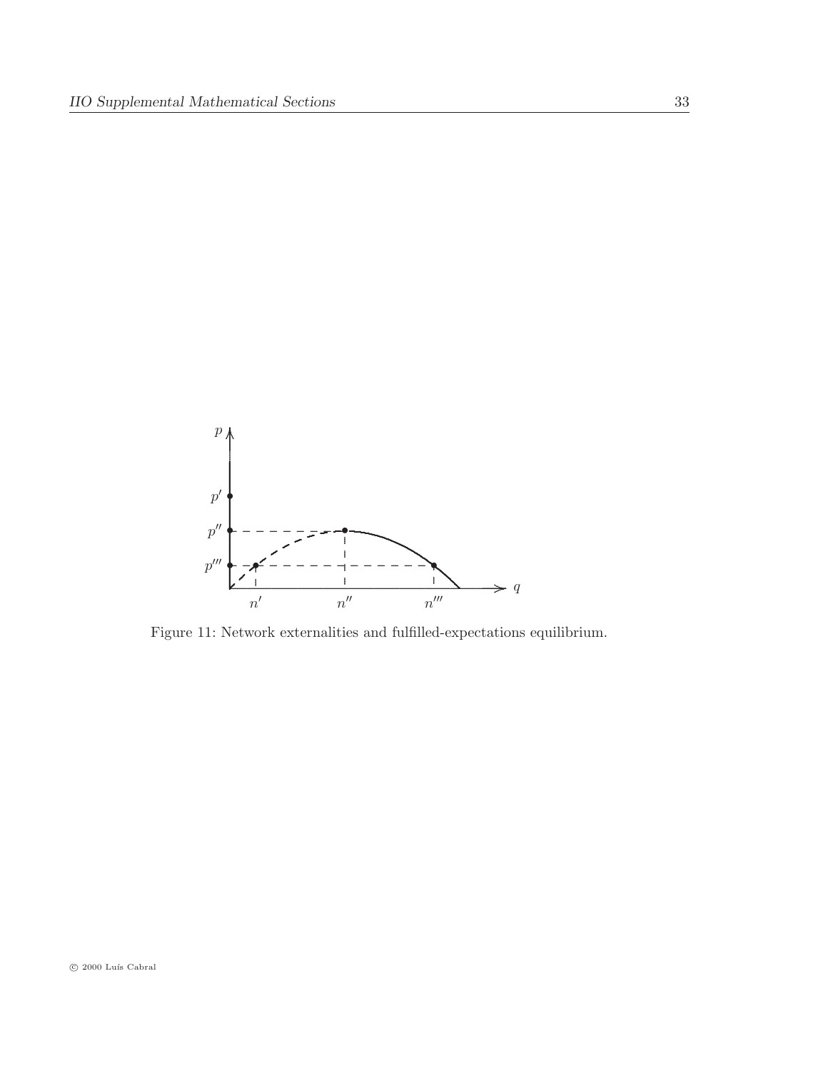$p$

$p'$

$p''$

$p'''$

$n'$ $n''$ $n'''$ $q$

Figure 11: Network externalities and fulfilled-expectations equilibrium.